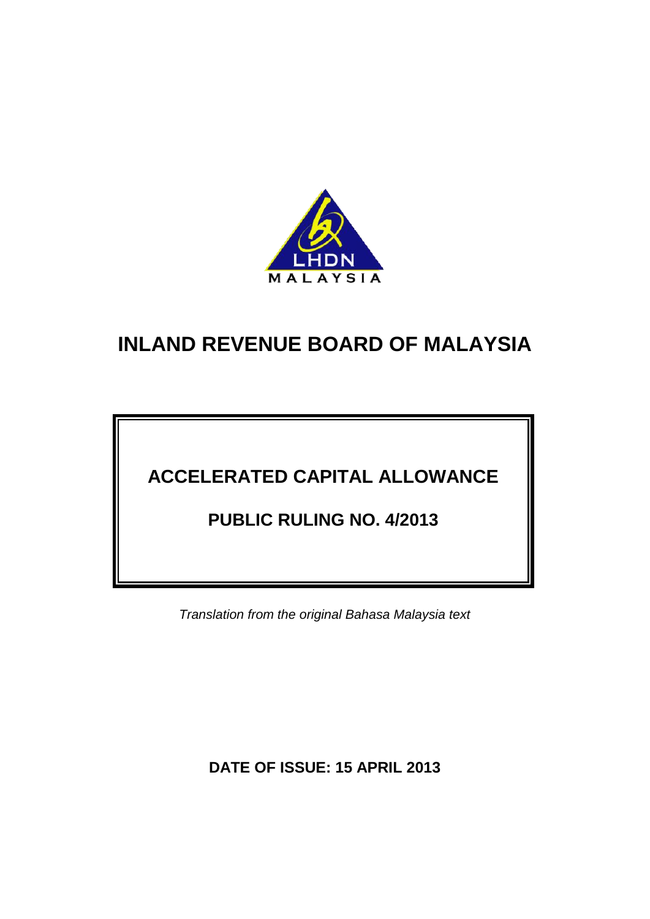LHDN MALAYSIA

# INLAND REVENUE BOARD OF MALAYSIA

## ACCELERATED CAPITAL ALLOWANCE

## PUBLIC RULING NO. 4/2013

*Translation from the original Bahasa Malaysia text*

**DATE OF ISSUE: 15 APRIL 2013**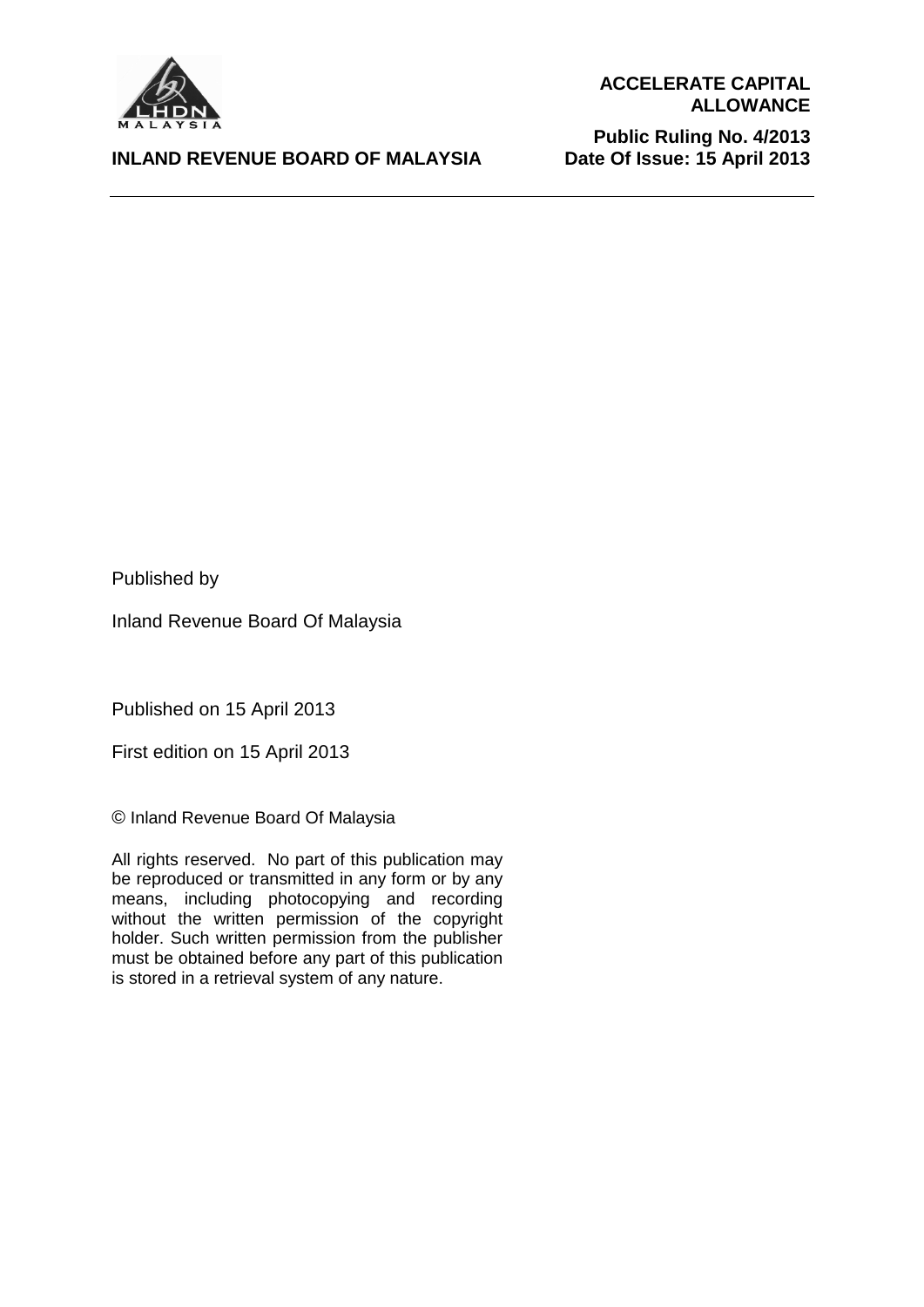Published by

Inland Revenue Board Of Malaysia

Published on 15 April 2013

First edition on 15 April 2013

© Inland Revenue Board Of Malaysia

All rights reserved. No part of this publication may be reproduced or transmitted in any form or by any means, including photocopying and recording without the written permission of the copyright holder. Such written permission from the publisher must be obtained before any part of this publication is stored in a retrieval system of any nature.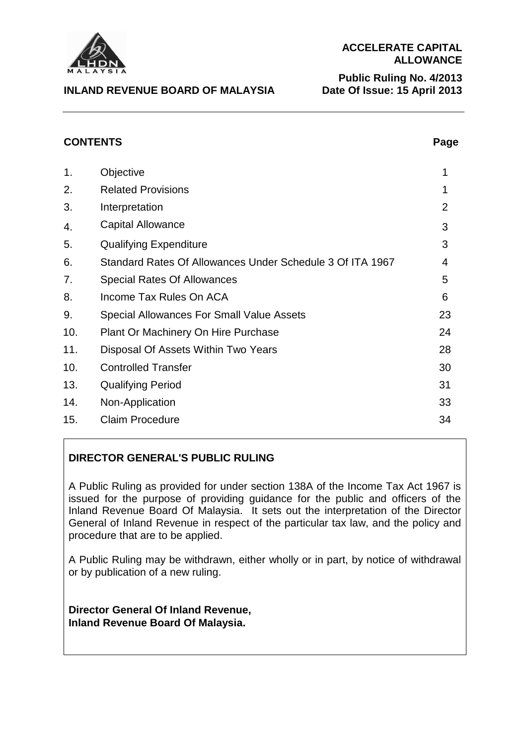**INLAND REVENUE BOARD OF MALAYSIA**

**ACCELERATE CAPITAL ALLOWANCE**

**Public Ruling No. 4/2013**
**Date Of Issue: 15 April 2013**

## CONTENTS

| | | Page |
|---|---|---|
| 1. | Objective | 1 |
| 2. | Related Provisions | 1 |
| 3. | Interpretation | 2 |
| 4. | Capital Allowance | 3 |
| 5. | Qualifying Expenditure | 3 |
| 6. | Standard Rates Of Allowances Under Schedule 3 Of ITA 1967 | 4 |
| 7. | Special Rates Of Allowances | 5 |
| 8. | Income Tax Rules On ACA | 6 |
| 9. | Special Allowances For Small Value Assets | 23 |
| 10. | Plant Or Machinery On Hire Purchase | 24 |
| 11. | Disposal Of Assets Within Two Years | 28 |
| 10. | Controlled Transfer | 30 |
| 13. | Qualifying Period | 31 |
| 14. | Non-Application | 33 |
| 15. | Claim Procedure | 34 |

**DIRECTOR GENERAL'S PUBLIC RULING**

A Public Ruling as provided for under section 138A of the Income Tax Act 1967 is issued for the purpose of providing guidance for the public and officers of the Inland Revenue Board Of Malaysia. It sets out the interpretation of the Director General of Inland Revenue in respect of the particular tax law, and the policy and procedure that are to be applied.

A Public Ruling may be withdrawn, either wholly or in part, by notice of withdrawal or by publication of a new ruling.

**Director General Of Inland Revenue,**
**Inland Revenue Board Of Malaysia.**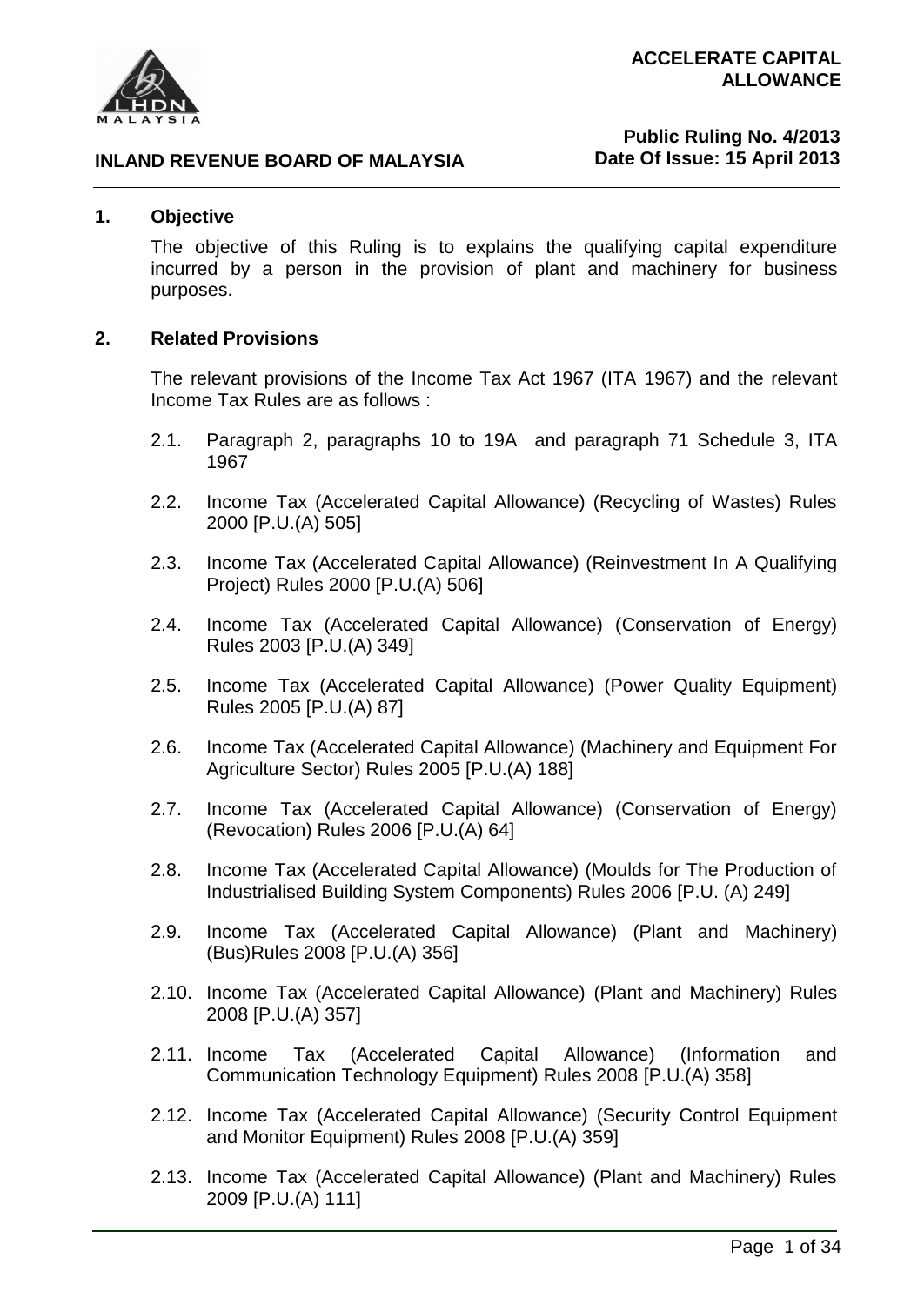## 1. Objective

The objective of this Ruling is to explains the qualifying capital expenditure incurred by a person in the provision of plant and machinery for business purposes.

## 2. Related Provisions

The relevant provisions of the Income Tax Act 1967 (ITA 1967) and the relevant Income Tax Rules are as follows :

2.1. Paragraph 2, paragraphs 10 to 19A and paragraph 71 Schedule 3, ITA 1967

2.2. Income Tax (Accelerated Capital Allowance) (Recycling of Wastes) Rules 2000 [P.U.(A) 505]

2.3. Income Tax (Accelerated Capital Allowance) (Reinvestment In A Qualifying Project) Rules 2000 [P.U.(A) 506]

2.4. Income Tax (Accelerated Capital Allowance) (Conservation of Energy) Rules 2003 [P.U.(A) 349]

2.5. Income Tax (Accelerated Capital Allowance) (Power Quality Equipment) Rules 2005 [P.U.(A) 87]

2.6. Income Tax (Accelerated Capital Allowance) (Machinery and Equipment For Agriculture Sector) Rules 2005 [P.U.(A) 188]

2.7. Income Tax (Accelerated Capital Allowance) (Conservation of Energy) (Revocation) Rules 2006 [P.U.(A) 64]

2.8. Income Tax (Accelerated Capital Allowance) (Moulds for The Production of Industrialised Building System Components) Rules 2006 [P.U. (A) 249]

2.9. Income Tax (Accelerated Capital Allowance) (Plant and Machinery) (Bus)Rules 2008 [P.U.(A) 356]

2.10. Income Tax (Accelerated Capital Allowance) (Plant and Machinery) Rules 2008 [P.U.(A) 357]

2.11. Income Tax (Accelerated Capital Allowance) (Information and Communication Technology Equipment) Rules 2008 [P.U.(A) 358]

2.12. Income Tax (Accelerated Capital Allowance) (Security Control Equipment and Monitor Equipment) Rules 2008 [P.U.(A) 359]

2.13. Income Tax (Accelerated Capital Allowance) (Plant and Machinery) Rules 2009 [P.U.(A) 111]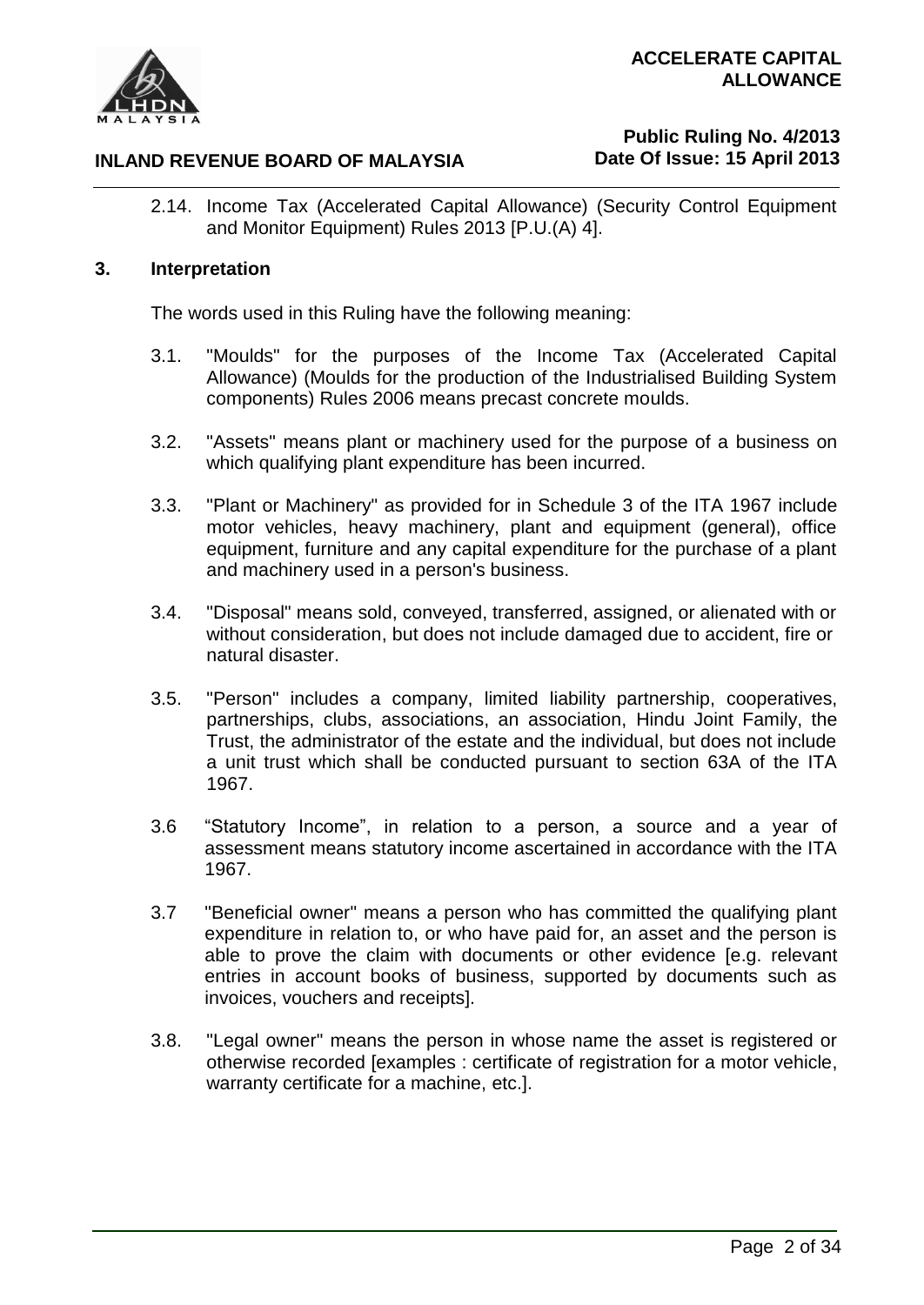2.14. Income Tax (Accelerated Capital Allowance) (Security Control Equipment and Monitor Equipment) Rules 2013 [P.U.(A) 4].

## 3. Interpretation

The words used in this Ruling have the following meaning:

3.1. "Moulds" for the purposes of the Income Tax (Accelerated Capital Allowance) (Moulds for the production of the Industrialised Building System components) Rules 2006 means precast concrete moulds.

3.2. "Assets" means plant or machinery used for the purpose of a business on which qualifying plant expenditure has been incurred.

3.3. "Plant or Machinery" as provided for in Schedule 3 of the ITA 1967 include motor vehicles, heavy machinery, plant and equipment (general), office equipment, furniture and any capital expenditure for the purchase of a plant and machinery used in a person's business.

3.4. "Disposal" means sold, conveyed, transferred, assigned, or alienated with or without consideration, but does not include damaged due to accident, fire or natural disaster.

3.5. "Person" includes a company, limited liability partnership, cooperatives, partnerships, clubs, associations, an association, Hindu Joint Family, the Trust, the administrator of the estate and the individual, but does not include a unit trust which shall be conducted pursuant to section 63A of the ITA 1967.

3.6 "Statutory Income", in relation to a person, a source and a year of assessment means statutory income ascertained in accordance with the ITA 1967.

3.7 "Beneficial owner" means a person who has committed the qualifying plant expenditure in relation to, or who have paid for, an asset and the person is able to prove the claim with documents or other evidence [e.g. relevant entries in account books of business, supported by documents such as invoices, vouchers and receipts].

3.8. "Legal owner" means the person in whose name the asset is registered or otherwise recorded [examples : certificate of registration for a motor vehicle, warranty certificate for a machine, etc.].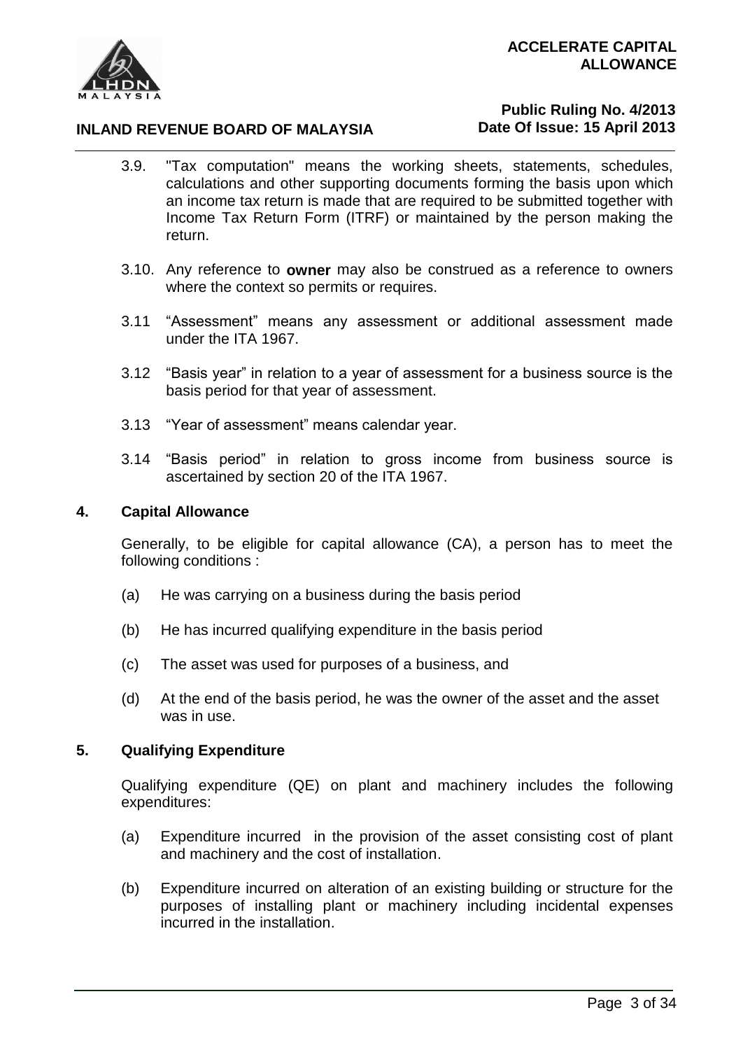3.9. "Tax computation" means the working sheets, statements, schedules, calculations and other supporting documents forming the basis upon which an income tax return is made that are required to be submitted together with Income Tax Return Form (ITRF) or maintained by the person making the return.

3.10. Any reference to **owner** may also be construed as a reference to owners where the context so permits or requires.

3.11 "Assessment" means any assessment or additional assessment made under the ITA 1967.

3.12 "Basis year" in relation to a year of assessment for a business source is the basis period for that year of assessment.

3.13 "Year of assessment" means calendar year.

3.14 "Basis period" in relation to gross income from business source is ascertained by section 20 of the ITA 1967.

## 4. Capital Allowance

Generally, to be eligible for capital allowance (CA), a person has to meet the following conditions :

(a) He was carrying on a business during the basis period

(b) He has incurred qualifying expenditure in the basis period

(c) The asset was used for purposes of a business, and

(d) At the end of the basis period, he was the owner of the asset and the asset was in use.

## 5. Qualifying Expenditure

Qualifying expenditure (QE) on plant and machinery includes the following expenditures:

(a) Expenditure incurred in the provision of the asset consisting cost of plant and machinery and the cost of installation.

(b) Expenditure incurred on alteration of an existing building or structure for the purposes of installing plant or machinery including incidental expenses incurred in the installation.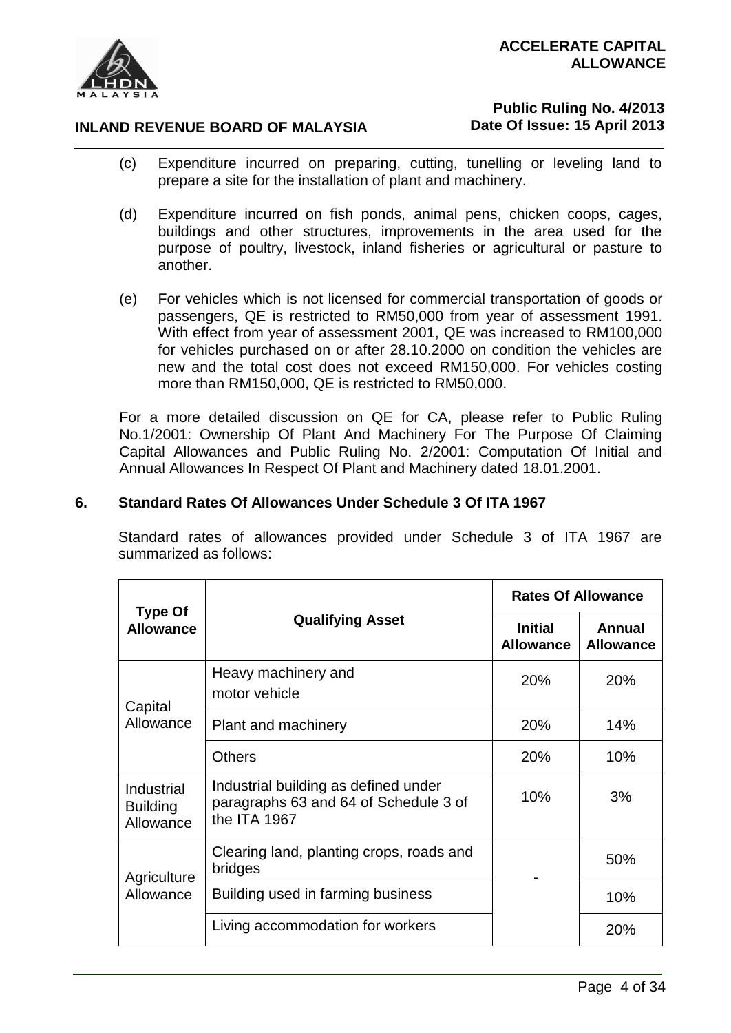(c) Expenditure incurred on preparing, cutting, tunelling or leveling land to prepare a site for the installation of plant and machinery.

(d) Expenditure incurred on fish ponds, animal pens, chicken coops, cages, buildings and other structures, improvements in the area used for the purpose of poultry, livestock, inland fisheries or agricultural or pasture to another.

(e) For vehicles which is not licensed for commercial transportation of goods or passengers, QE is restricted to RM50,000 from year of assessment 1991. With effect from year of assessment 2001, QE was increased to RM100,000 for vehicles purchased on or after 28.10.2000 on condition the vehicles are new and the total cost does not exceed RM150,000. For vehicles costing more than RM150,000, QE is restricted to RM50,000.

For a more detailed discussion on QE for CA, please refer to Public Ruling No.1/2001: Ownership Of Plant And Machinery For The Purpose Of Claiming Capital Allowances and Public Ruling No. 2/2001: Computation Of Initial and Annual Allowances In Respect Of Plant and Machinery dated 18.01.2001.

## 6. Standard Rates Of Allowances Under Schedule 3 Of ITA 1967

Standard rates of allowances provided under Schedule 3 of ITA 1967 are summarized as follows:

| Type Of Allowance | Qualifying Asset | Rates Of Allowance | |
|---|---|---|---|
| | | **Initial Allowance** | **Annual Allowance** |
| Capital Allowance | Heavy machinery and motor vehicle | 20% | 20% |
| | Plant and machinery | 20% | 14% |
| | Others | 20% | 10% |
| Industrial Building Allowance | Industrial building as defined under paragraphs 63 and 64 of Schedule 3 of the ITA 1967 | 10% | 3% |
| Agriculture Allowance | Clearing land, planting crops, roads and bridges | - | 50% |
| | Building used in farming business | | 10% |
| | Living accommodation for workers | | 20% |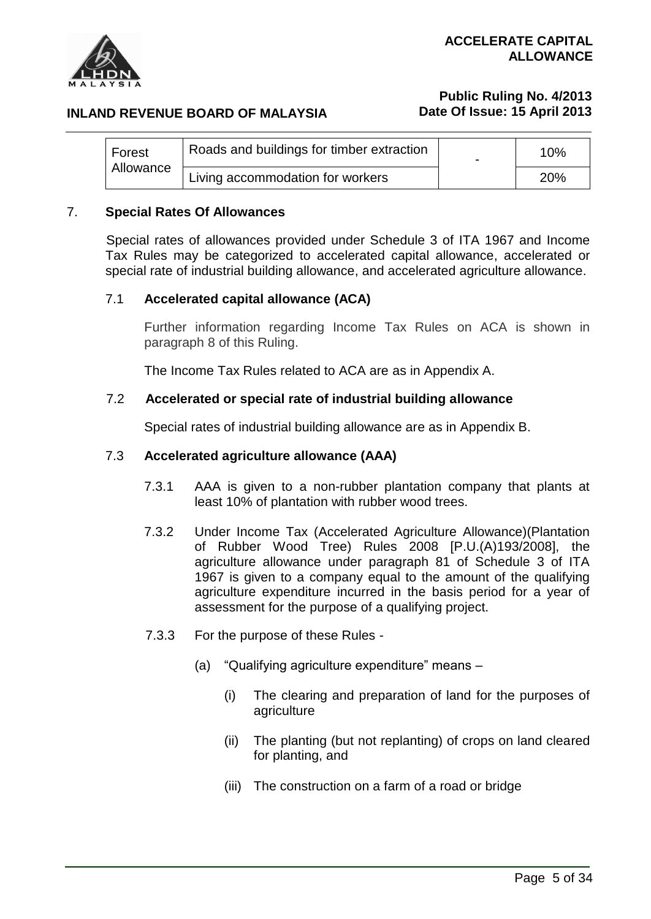| Forest Allowance | Roads and buildings for timber extraction | - | 10% |
|---|---|---|---|
| | Living accommodation for workers | | 20% |

## 7. Special Rates Of Allowances

Special rates of allowances provided under Schedule 3 of ITA 1967 and Income Tax Rules may be categorized to accelerated capital allowance, accelerated or special rate of industrial building allowance, and accelerated agriculture allowance.

### 7.1 Accelerated capital allowance (ACA)

Further information regarding Income Tax Rules on ACA is shown in paragraph 8 of this Ruling.

The Income Tax Rules related to ACA are as in Appendix A.

### 7.2 Accelerated or special rate of industrial building allowance

Special rates of industrial building allowance are as in Appendix B.

### 7.3 Accelerated agriculture allowance (AAA)

7.3.1 AAA is given to a non-rubber plantation company that plants at least 10% of plantation with rubber wood trees.

7.3.2 Under Income Tax (Accelerated Agriculture Allowance)(Plantation of Rubber Wood Tree) Rules 2008 [P.U.(A)193/2008], the agriculture allowance under paragraph 81 of Schedule 3 of ITA 1967 is given to a company equal to the amount of the qualifying agriculture expenditure incurred in the basis period for a year of assessment for the purpose of a qualifying project.

7.3.3 For the purpose of these Rules -

(a) "Qualifying agriculture expenditure" means –

(i) The clearing and preparation of land for the purposes of agriculture

(ii) The planting (but not replanting) of crops on land cleared for planting, and

(iii) The construction on a farm of a road or bridge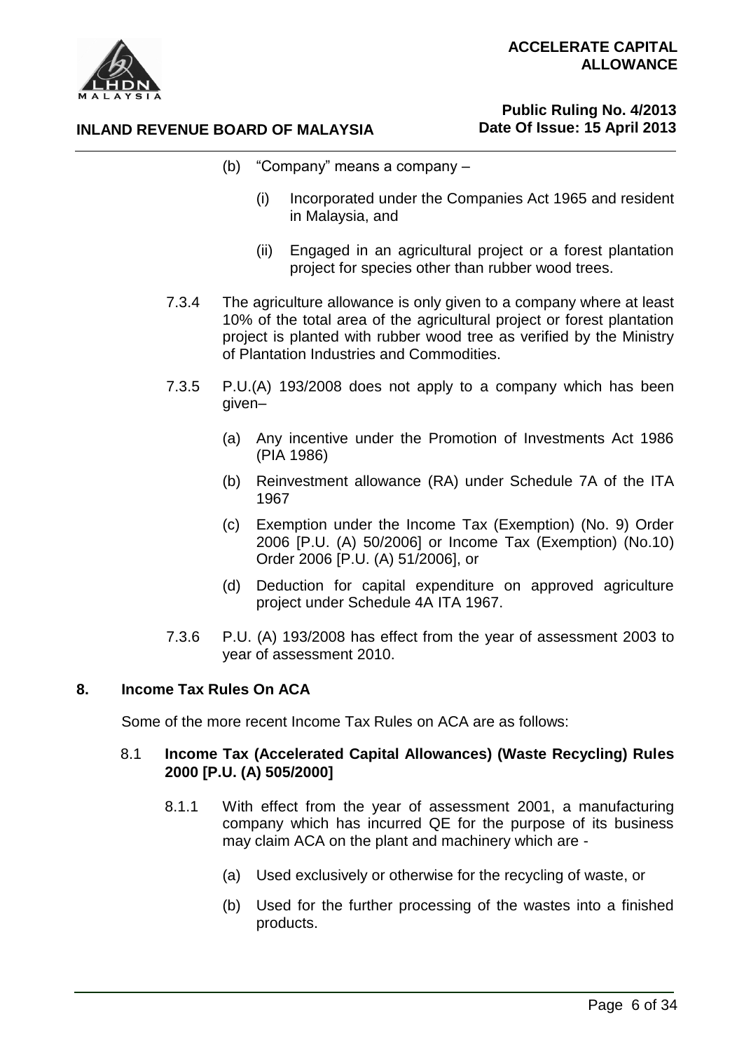(b) "Company" means a company –

   (i) Incorporated under the Companies Act 1965 and resident in Malaysia, and

   (ii) Engaged in an agricultural project or a forest plantation project for species other than rubber wood trees.

7.3.4 The agriculture allowance is only given to a company where at least 10% of the total area of the agricultural project or forest plantation project is planted with rubber wood tree as verified by the Ministry of Plantation Industries and Commodities.

7.3.5 P.U.(A) 193/2008 does not apply to a company which has been given–

   (a) Any incentive under the Promotion of Investments Act 1986 (PIA 1986)

   (b) Reinvestment allowance (RA) under Schedule 7A of the ITA 1967

   (c) Exemption under the Income Tax (Exemption) (No. 9) Order 2006 [P.U. (A) 50/2006] or Income Tax (Exemption) (No.10) Order 2006 [P.U. (A) 51/2006], or

   (d) Deduction for capital expenditure on approved agriculture project under Schedule 4A ITA 1967.

7.3.6 P.U. (A) 193/2008 has effect from the year of assessment 2003 to year of assessment 2010.

## 8. Income Tax Rules On ACA

Some of the more recent Income Tax Rules on ACA are as follows:

### 8.1 Income Tax (Accelerated Capital Allowances) (Waste Recycling) Rules 2000 [P.U. (A) 505/2000]

8.1.1 With effect from the year of assessment 2001, a manufacturing company which has incurred QE for the purpose of its business may claim ACA on the plant and machinery which are -

   (a) Used exclusively or otherwise for the recycling of waste, or

   (b) Used for the further processing of the wastes into a finished products.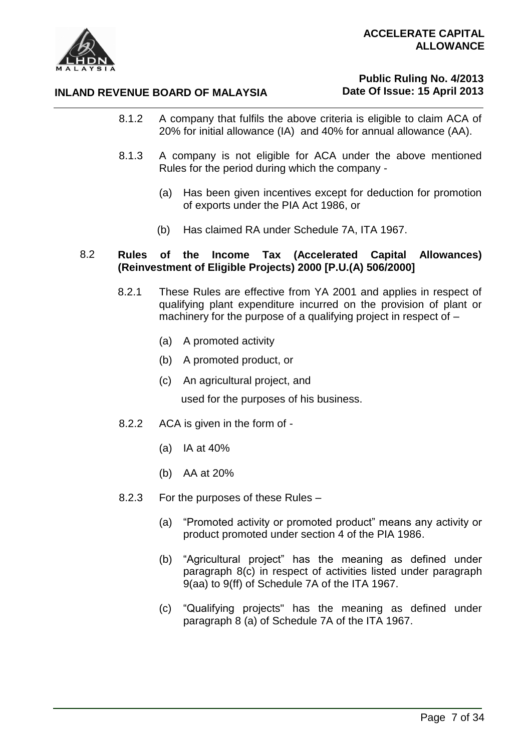8.1.2 A company that fulfils the above criteria is eligible to claim ACA of 20% for initial allowance (IA) and 40% for annual allowance (AA).

8.1.3 A company is not eligible for ACA under the above mentioned Rules for the period during which the company -

(a) Has been given incentives except for deduction for promotion of exports under the PIA Act 1986, or

(b) Has claimed RA under Schedule 7A, ITA 1967.

## 8.2 Rules of the Income Tax (Accelerated Capital Allowances) (Reinvestment of Eligible Projects) 2000 [P.U.(A) 506/2000]

8.2.1 These Rules are effective from YA 2001 and applies in respect of qualifying plant expenditure incurred on the provision of plant or machinery for the purpose of a qualifying project in respect of –

(a) A promoted activity

(b) A promoted product, or

(c) An agricultural project, and

used for the purposes of his business.

8.2.2 ACA is given in the form of -

(a) IA at 40%

(b) AA at 20%

8.2.3 For the purposes of these Rules –

(a) "Promoted activity or promoted product" means any activity or product promoted under section 4 of the PIA 1986.

(b) "Agricultural project" has the meaning as defined under paragraph 8(c) in respect of activities listed under paragraph 9(aa) to 9(ff) of Schedule 7A of the ITA 1967.

(c) "Qualifying projects" has the meaning as defined under paragraph 8 (a) of Schedule 7A of the ITA 1967.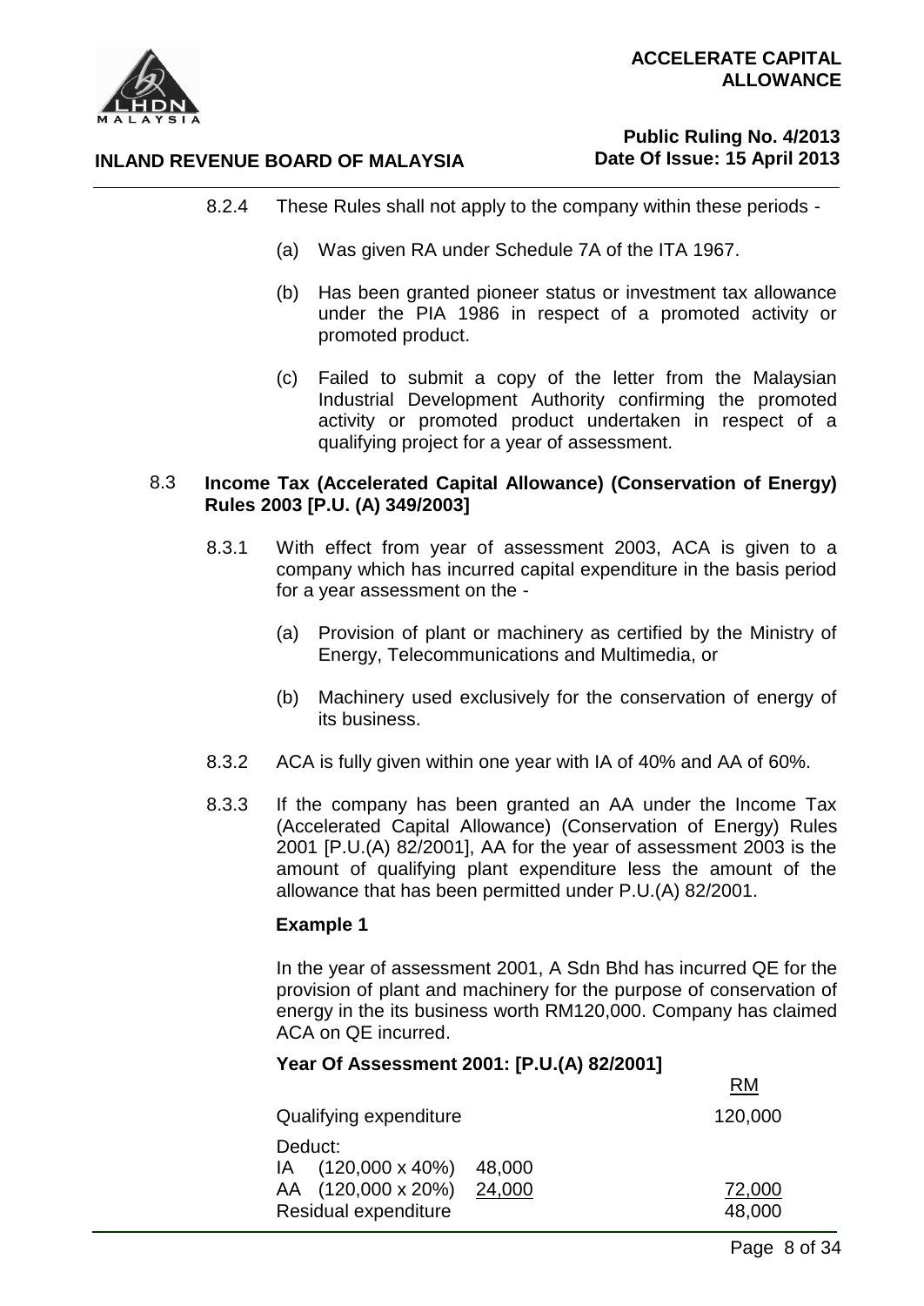8.2.4 These Rules shall not apply to the company within these periods -

(a) Was given RA under Schedule 7A of the ITA 1967.

(b) Has been granted pioneer status or investment tax allowance under the PIA 1986 in respect of a promoted activity or promoted product.

(c) Failed to submit a copy of the letter from the Malaysian Industrial Development Authority confirming the promoted activity or promoted product undertaken in respect of a qualifying project for a year of assessment.

### 8.3 Income Tax (Accelerated Capital Allowance) (Conservation of Energy) Rules 2003 [P.U. (A) 349/2003]

8.3.1 With effect from year of assessment 2003, ACA is given to a company which has incurred capital expenditure in the basis period for a year assessment on the -

(a) Provision of plant or machinery as certified by the Ministry of Energy, Telecommunications and Multimedia, or

(b) Machinery used exclusively for the conservation of energy of its business.

8.3.2 ACA is fully given within one year with IA of 40% and AA of 60%.

8.3.3 If the company has been granted an AA under the Income Tax (Accelerated Capital Allowance) (Conservation of Energy) Rules 2001 [P.U.(A) 82/2001], AA for the year of assessment 2003 is the amount of qualifying plant expenditure less the amount of the allowance that has been permitted under P.U.(A) 82/2001.

**Example 1**

In the year of assessment 2001, A Sdn Bhd has incurred QE for the provision of plant and machinery for the purpose of conservation of energy in the its business worth RM120,000. Company has claimed ACA on QE incurred.

**Year Of Assessment 2001: [P.U.(A) 82/2001]**

| | | RM |
|---|---|---|
| Qualifying expenditure | | 120,000 |
| Deduct: | | |
| IA (120,000 x 40%) | 48,000 | |
| AA (120,000 x 20%) | 24,000 | 72,000 |
| Residual expenditure | | 48,000 |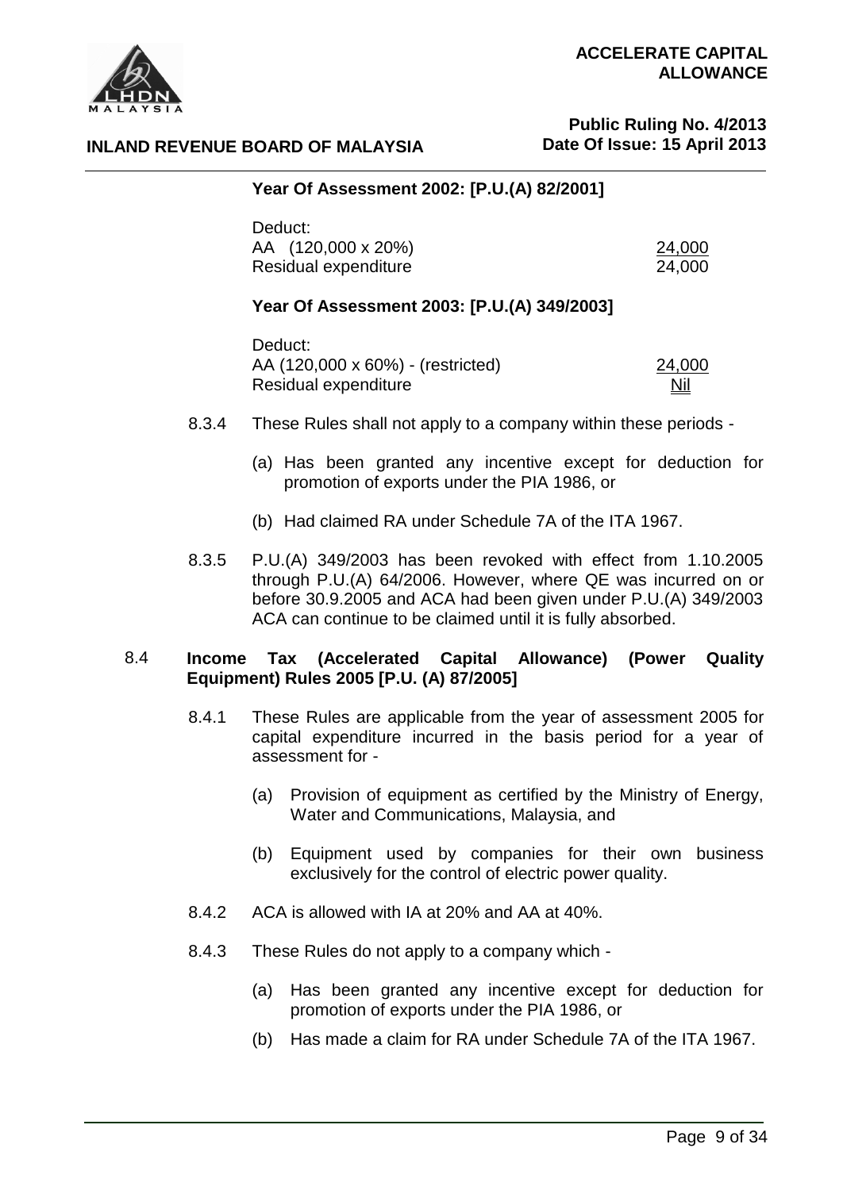**Year Of Assessment 2002: [P.U.(A) 82/2001]**

| | |
|---|---|
| Deduct: | |
| AA (120,000 x 20%) | 24,000 |
| Residual expenditure | 24,000 |

**Year Of Assessment 2003: [P.U.(A) 349/2003]**

| | |
|---|---|
| Deduct: | |
| AA (120,000 x 60%) - (restricted) | 24,000 |
| Residual expenditure | Nil |

8.3.4 These Rules shall not apply to a company within these periods -

(a) Has been granted any incentive except for deduction for promotion of exports under the PIA 1986, or

(b) Had claimed RA under Schedule 7A of the ITA 1967.

8.3.5 P.U.(A) 349/2003 has been revoked with effect from 1.10.2005 through P.U.(A) 64/2006. However, where QE was incurred on or before 30.9.2005 and ACA had been given under P.U.(A) 349/2003 ACA can continue to be claimed until it is fully absorbed.

**8.4 Income Tax (Accelerated Capital Allowance) (Power Quality Equipment) Rules 2005 [P.U. (A) 87/2005]**

8.4.1 These Rules are applicable from the year of assessment 2005 for capital expenditure incurred in the basis period for a year of assessment for -

(a) Provision of equipment as certified by the Ministry of Energy, Water and Communications, Malaysia, and

(b) Equipment used by companies for their own business exclusively for the control of electric power quality.

8.4.2 ACA is allowed with IA at 20% and AA at 40%.

8.4.3 These Rules do not apply to a company which -

(a) Has been granted any incentive except for deduction for promotion of exports under the PIA 1986, or

(b) Has made a claim for RA under Schedule 7A of the ITA 1967.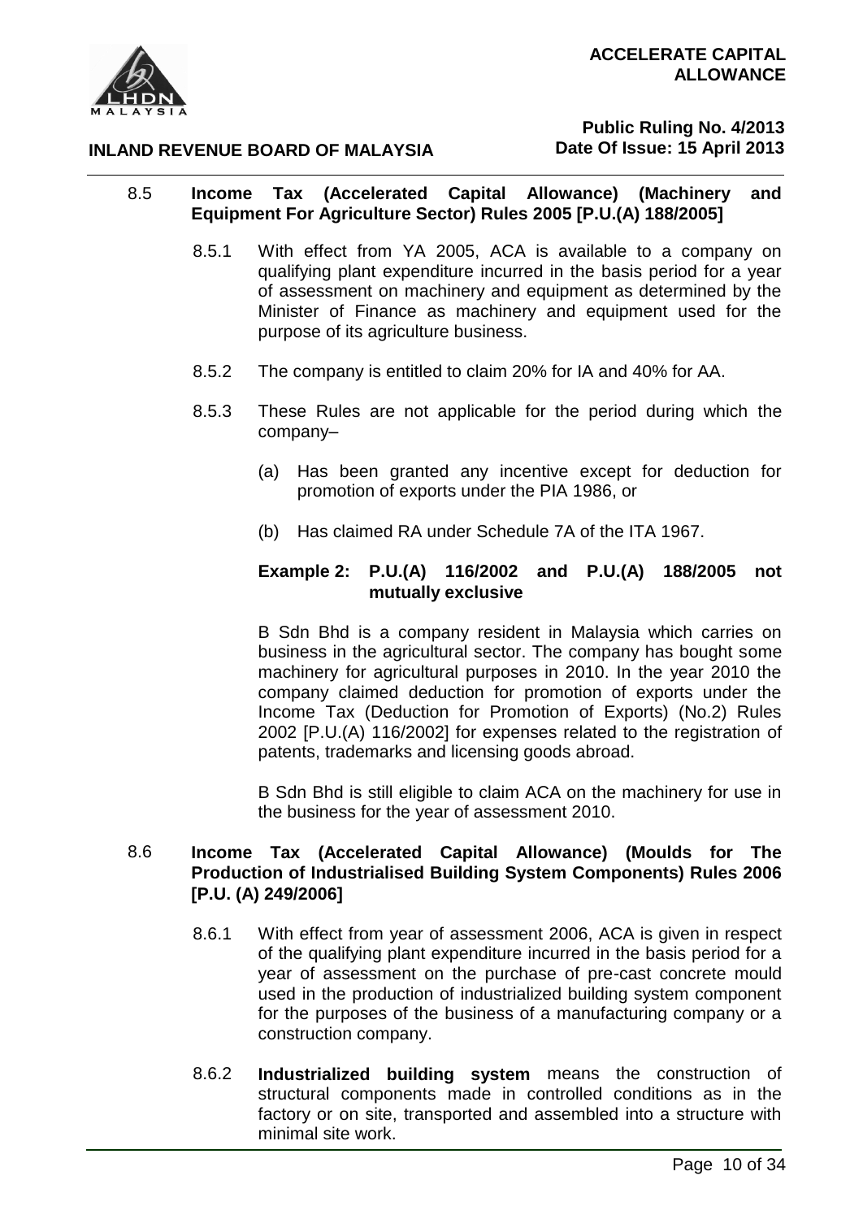**8.5 Income Tax (Accelerated Capital Allowance) (Machinery and Equipment For Agriculture Sector) Rules 2005 [P.U.(A) 188/2005]**

8.5.1 With effect from YA 2005, ACA is available to a company on qualifying plant expenditure incurred in the basis period for a year of assessment on machinery and equipment as determined by the Minister of Finance as machinery and equipment used for the purpose of its agriculture business.

8.5.2 The company is entitled to claim 20% for IA and 40% for AA.

8.5.3 These Rules are not applicable for the period during which the company–

(a) Has been granted any incentive except for deduction for promotion of exports under the PIA 1986, or

(b) Has claimed RA under Schedule 7A of the ITA 1967.

**Example 2: P.U.(A) 116/2002 and P.U.(A) 188/2005 not mutually exclusive**

B Sdn Bhd is a company resident in Malaysia which carries on business in the agricultural sector. The company has bought some machinery for agricultural purposes in 2010. In the year 2010 the company claimed deduction for promotion of exports under the Income Tax (Deduction for Promotion of Exports) (No.2) Rules 2002 [P.U.(A) 116/2002] for expenses related to the registration of patents, trademarks and licensing goods abroad.

B Sdn Bhd is still eligible to claim ACA on the machinery for use in the business for the year of assessment 2010.

**8.6 Income Tax (Accelerated Capital Allowance) (Moulds for The Production of Industrialised Building System Components) Rules 2006 [P.U. (A) 249/2006]**

8.6.1 With effect from year of assessment 2006, ACA is given in respect of the qualifying plant expenditure incurred in the basis period for a year of assessment on the purchase of pre-cast concrete mould used in the production of industrialized building system component for the purposes of the business of a manufacturing company or a construction company.

8.6.2 **Industrialized building system** means the construction of structural components made in controlled conditions as in the factory or on site, transported and assembled into a structure with minimal site work.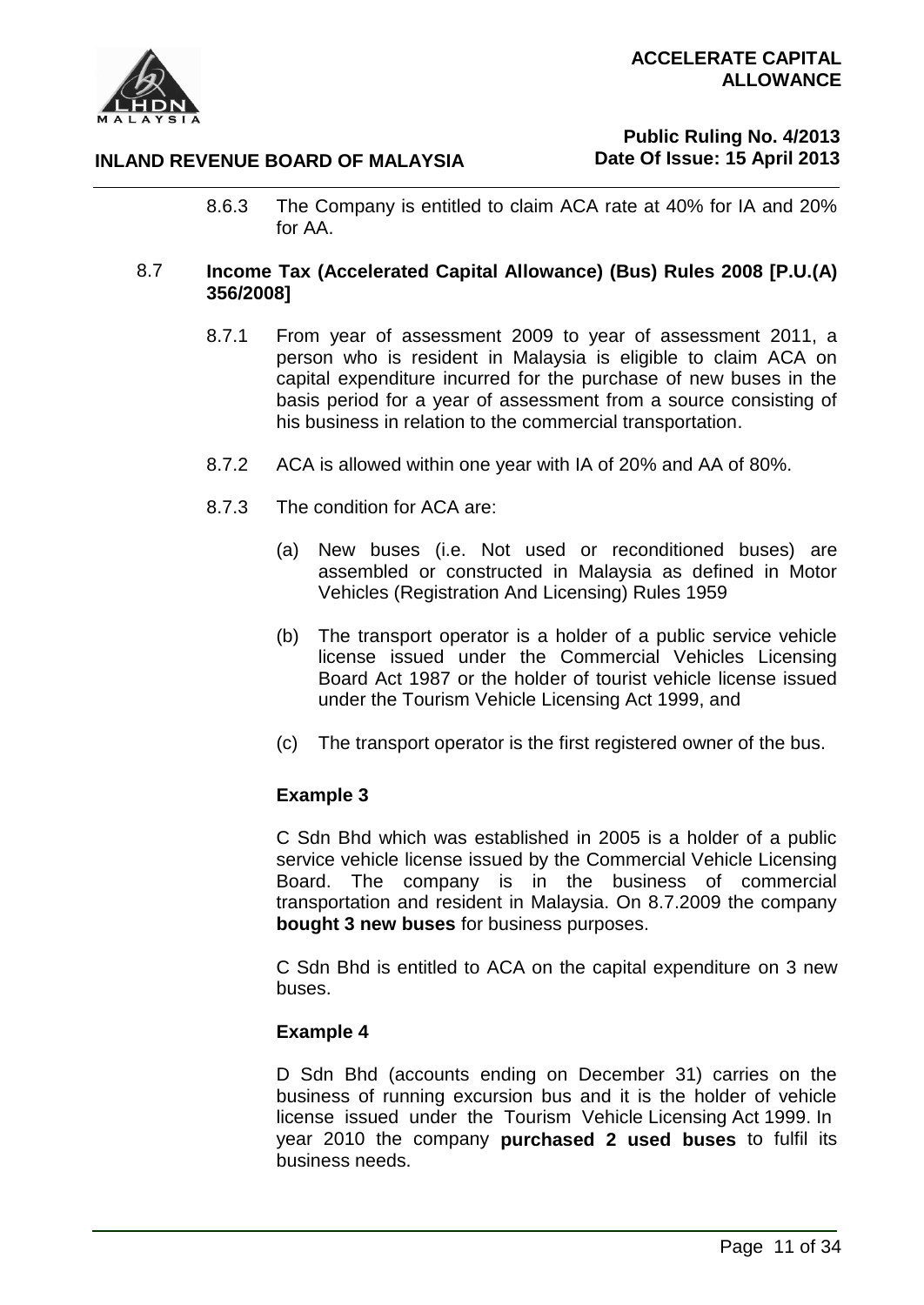8.6.3 The Company is entitled to claim ACA rate at 40% for IA and 20% for AA.

## 8.7 Income Tax (Accelerated Capital Allowance) (Bus) Rules 2008 [P.U.(A) 356/2008]

8.7.1 From year of assessment 2009 to year of assessment 2011, a person who is resident in Malaysia is eligible to claim ACA on capital expenditure incurred for the purchase of new buses in the basis period for a year of assessment from a source consisting of his business in relation to the commercial transportation.

8.7.2 ACA is allowed within one year with IA of 20% and AA of 80%.

8.7.3 The condition for ACA are:

(a) New buses (i.e. Not used or reconditioned buses) are assembled or constructed in Malaysia as defined in Motor Vehicles (Registration And Licensing) Rules 1959

(b) The transport operator is a holder of a public service vehicle license issued under the Commercial Vehicles Licensing Board Act 1987 or the holder of tourist vehicle license issued under the Tourism Vehicle Licensing Act 1999, and

(c) The transport operator is the first registered owner of the bus.

**Example 3**

C Sdn Bhd which was established in 2005 is a holder of a public service vehicle license issued by the Commercial Vehicle Licensing Board. The company is in the business of commercial transportation and resident in Malaysia. On 8.7.2009 the company **bought 3 new buses** for business purposes.

C Sdn Bhd is entitled to ACA on the capital expenditure on 3 new buses.

**Example 4**

D Sdn Bhd (accounts ending on December 31) carries on the business of running excursion bus and it is the holder of vehicle license issued under the Tourism Vehicle Licensing Act 1999. In year 2010 the company **purchased 2 used buses** to fulfil its business needs.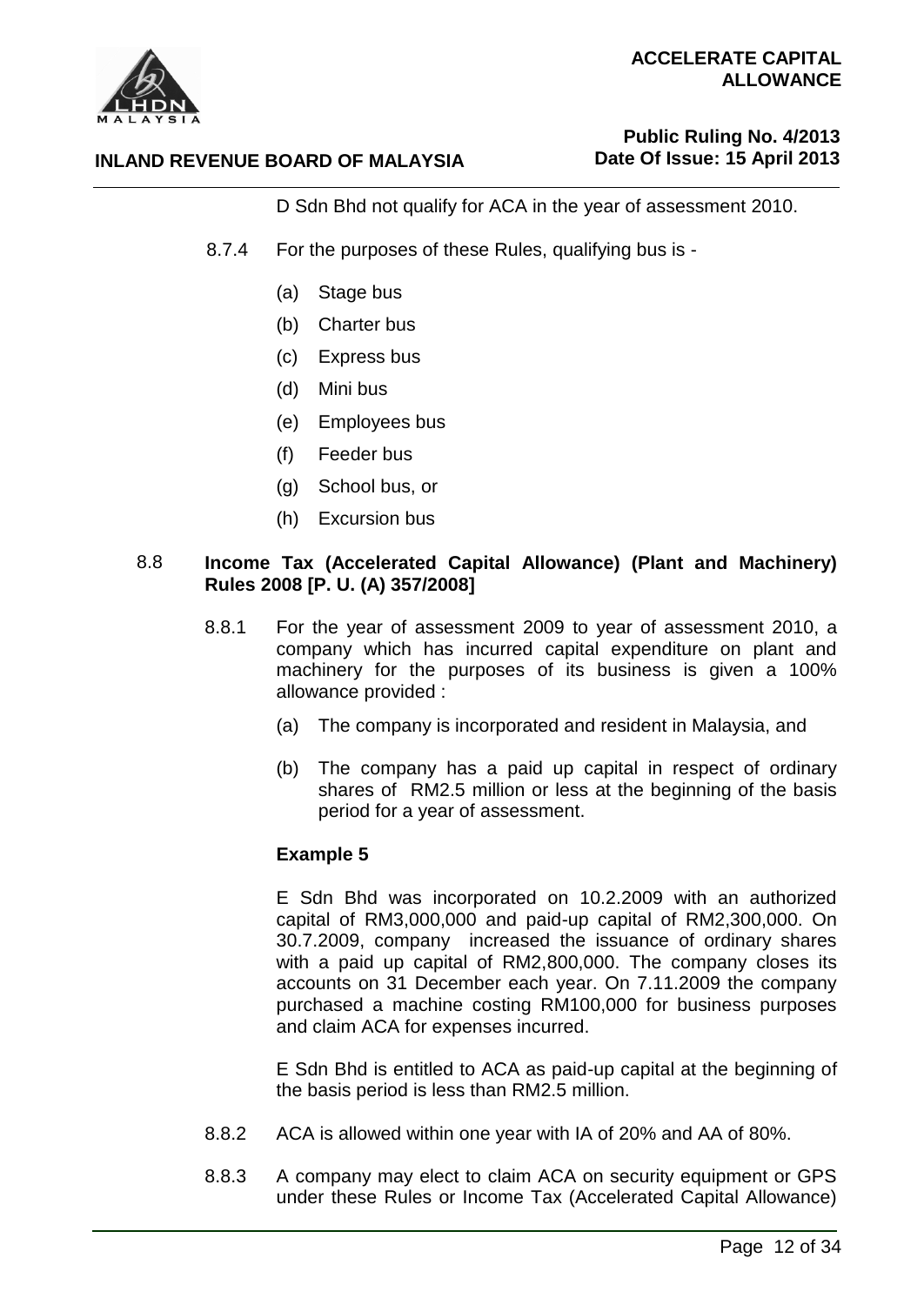D Sdn Bhd not qualify for ACA in the year of assessment 2010.

8.7.4 For the purposes of these Rules, qualifying bus is -

(a) Stage bus

(b) Charter bus

(c) Express bus

(d) Mini bus

(e) Employees bus

(f) Feeder bus

(g) School bus, or

(h) Excursion bus

### 8.8 Income Tax (Accelerated Capital Allowance) (Plant and Machinery) Rules 2008 [P. U. (A) 357/2008]

8.8.1 For the year of assessment 2009 to year of assessment 2010, a company which has incurred capital expenditure on plant and machinery for the purposes of its business is given a 100% allowance provided :

(a) The company is incorporated and resident in Malaysia, and

(b) The company has a paid up capital in respect of ordinary shares of RM2.5 million or less at the beginning of the basis period for a year of assessment.

**Example 5**

E Sdn Bhd was incorporated on 10.2.2009 with an authorized capital of RM3,000,000 and paid-up capital of RM2,300,000. On 30.7.2009, company increased the issuance of ordinary shares with a paid up capital of RM2,800,000. The company closes its accounts on 31 December each year. On 7.11.2009 the company purchased a machine costing RM100,000 for business purposes and claim ACA for expenses incurred.

E Sdn Bhd is entitled to ACA as paid-up capital at the beginning of the basis period is less than RM2.5 million.

8.8.2 ACA is allowed within one year with IA of 20% and AA of 80%.

8.8.3 A company may elect to claim ACA on security equipment or GPS under these Rules or Income Tax (Accelerated Capital Allowance)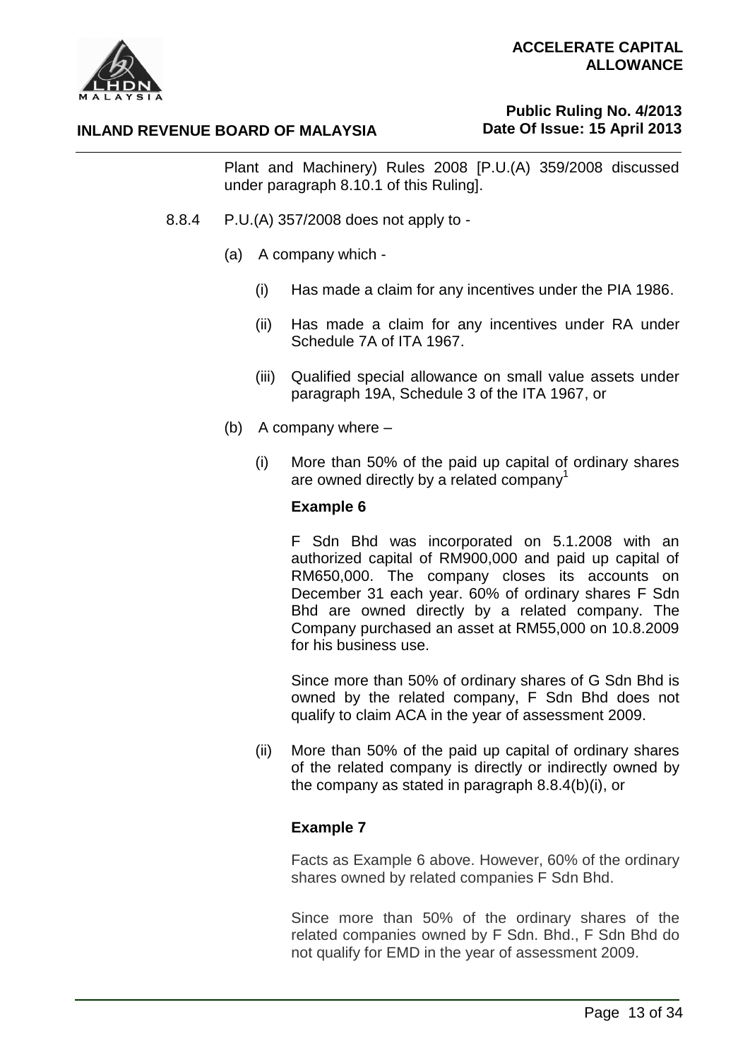Plant and Machinery) Rules 2008 [P.U.(A) 359/2008 discussed under paragraph 8.10.1 of this Ruling].

8.8.4 P.U.(A) 357/2008 does not apply to -

(a) A company which -

(i) Has made a claim for any incentives under the PIA 1986.

(ii) Has made a claim for any incentives under RA under Schedule 7A of ITA 1967.

(iii) Qualified special allowance on small value assets under paragraph 19A, Schedule 3 of the ITA 1967, or

(b) A company where –

(i) More than 50% of the paid up capital of ordinary shares are owned directly by a related company[1]

**Example 6**

F Sdn Bhd was incorporated on 5.1.2008 with an authorized capital of RM900,000 and paid up capital of RM650,000. The company closes its accounts on December 31 each year. 60% of ordinary shares F Sdn Bhd are owned directly by a related company. The Company purchased an asset at RM55,000 on 10.8.2009 for his business use.

Since more than 50% of ordinary shares of G Sdn Bhd is owned by the related company, F Sdn Bhd does not qualify to claim ACA in the year of assessment 2009.

(ii) More than 50% of the paid up capital of ordinary shares of the related company is directly or indirectly owned by the company as stated in paragraph 8.8.4(b)(i), or

**Example 7**

Facts as Example 6 above. However, 60% of the ordinary shares owned by related companies F Sdn Bhd.

Since more than 50% of the ordinary shares of the related companies owned by F Sdn. Bhd., F Sdn Bhd do not qualify for EMD in the year of assessment 2009.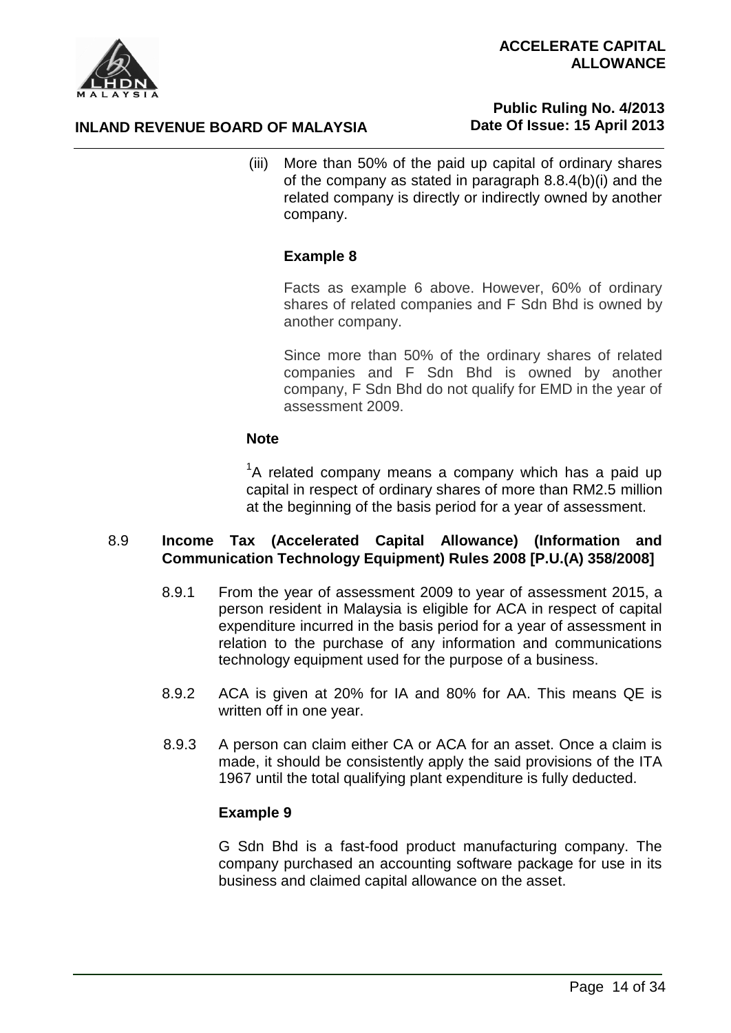(iii) More than 50% of the paid up capital of ordinary shares of the company as stated in paragraph 8.8.4(b)(i) and the related company is directly or indirectly owned by another company.

**Example 8**

Facts as example 6 above. However, 60% of ordinary shares of related companies and F Sdn Bhd is owned by another company.

Since more than 50% of the ordinary shares of related companies and F Sdn Bhd is owned by another company, F Sdn Bhd do not qualify for EMD in the year of assessment 2009.

**Note**

[1]A related company means a company which has a paid up capital in respect of ordinary shares of more than RM2.5 million at the beginning of the basis period for a year of assessment.

## 8.9 Income Tax (Accelerated Capital Allowance) (Information and Communication Technology Equipment) Rules 2008 [P.U.(A) 358/2008]

8.9.1 From the year of assessment 2009 to year of assessment 2015, a person resident in Malaysia is eligible for ACA in respect of capital expenditure incurred in the basis period for a year of assessment in relation to the purchase of any information and communications technology equipment used for the purpose of a business.

8.9.2 ACA is given at 20% for IA and 80% for AA. This means QE is written off in one year.

8.9.3 A person can claim either CA or ACA for an asset. Once a claim is made, it should be consistently apply the said provisions of the ITA 1967 until the total qualifying plant expenditure is fully deducted.

**Example 9**

G Sdn Bhd is a fast-food product manufacturing company. The company purchased an accounting software package for use in its business and claimed capital allowance on the asset.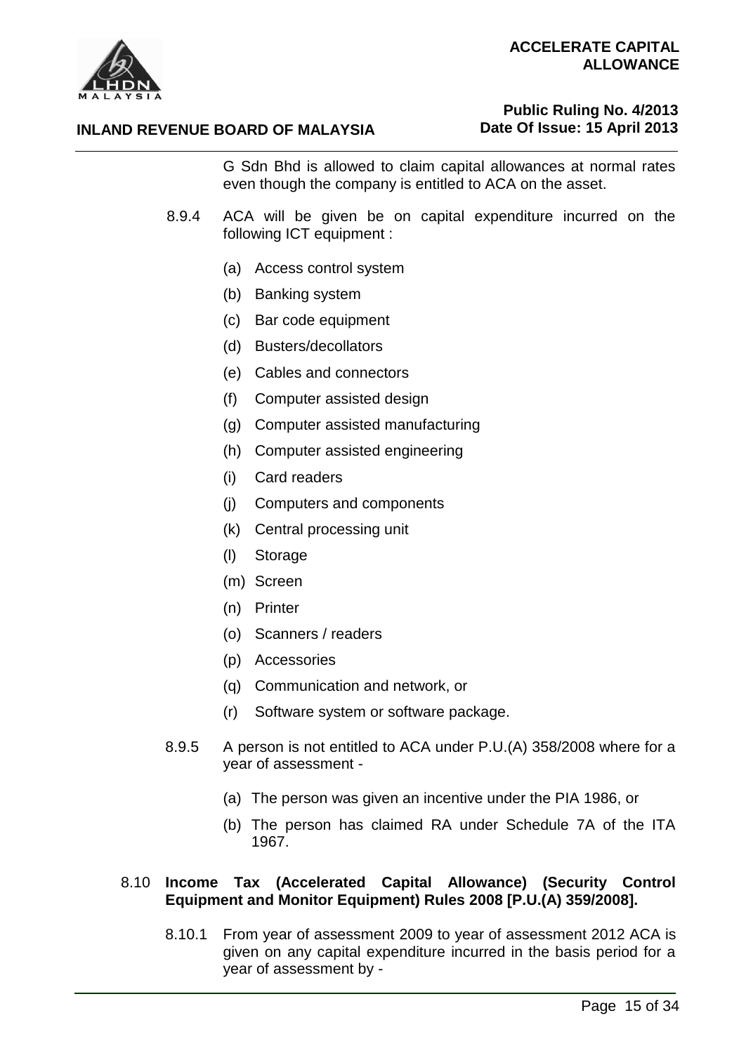G Sdn Bhd is allowed to claim capital allowances at normal rates even though the company is entitled to ACA on the asset.

8.9.4 ACA will be given be on capital expenditure incurred on the following ICT equipment :

(a) Access control system

(b) Banking system

(c) Bar code equipment

(d) Busters/decollators

(e) Cables and connectors

(f) Computer assisted design

(g) Computer assisted manufacturing

(h) Computer assisted engineering

(i) Card readers

(j) Computers and components

(k) Central processing unit

(l) Storage

(m) Screen

(n) Printer

(o) Scanners / readers

(p) Accessories

(q) Communication and network, or

(r) Software system or software package.

8.9.5 A person is not entitled to ACA under P.U.(A) 358/2008 where for a year of assessment -

(a) The person was given an incentive under the PIA 1986, or

(b) The person has claimed RA under Schedule 7A of the ITA 1967.

8.10 **Income Tax (Accelerated Capital Allowance) (Security Control Equipment and Monitor Equipment) Rules 2008 [P.U.(A) 359/2008].**

8.10.1 From year of assessment 2009 to year of assessment 2012 ACA is given on any capital expenditure incurred in the basis period for a year of assessment by -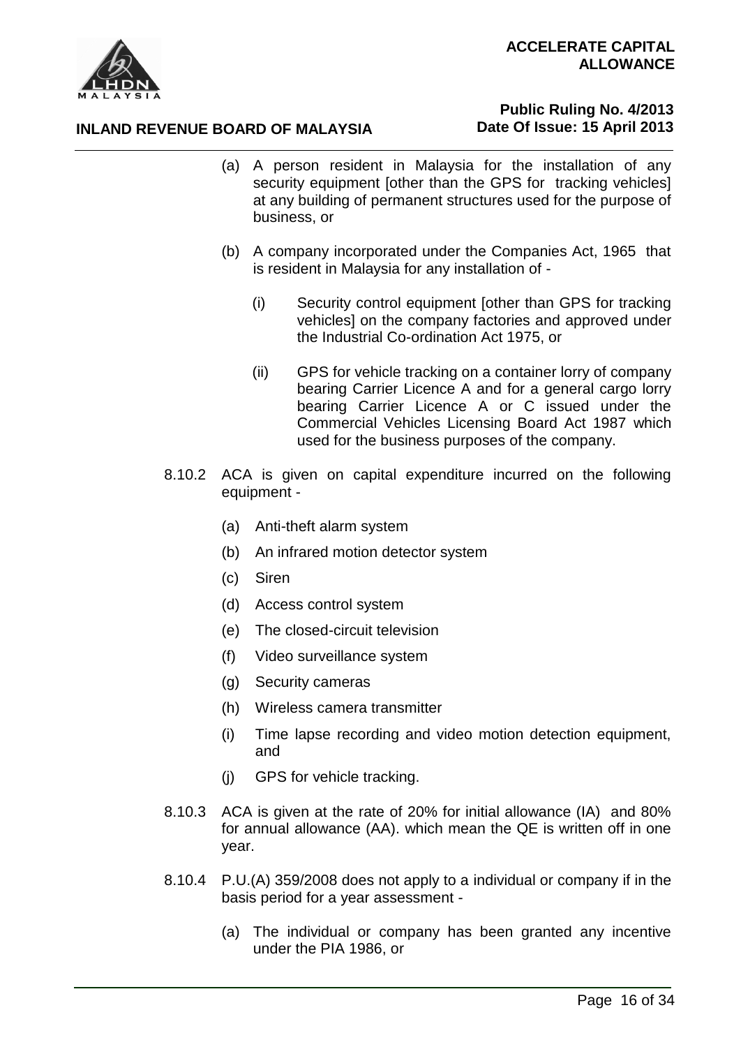(a) A person resident in Malaysia for the installation of any security equipment [other than the GPS for tracking vehicles] at any building of permanent structures used for the purpose of business, or

(b) A company incorporated under the Companies Act, 1965 that is resident in Malaysia for any installation of -

   (i) Security control equipment [other than GPS for tracking vehicles] on the company factories and approved under the Industrial Co-ordination Act 1975, or

   (ii) GPS for vehicle tracking on a container lorry of company bearing Carrier Licence A and for a general cargo lorry bearing Carrier Licence A or C issued under the Commercial Vehicles Licensing Board Act 1987 which used for the business purposes of the company.

8.10.2 ACA is given on capital expenditure incurred on the following equipment -

(a) Anti-theft alarm system

(b) An infrared motion detector system

(c) Siren

(d) Access control system

(e) The closed-circuit television

(f) Video surveillance system

(g) Security cameras

(h) Wireless camera transmitter

(i) Time lapse recording and video motion detection equipment, and

(j) GPS for vehicle tracking.

8.10.3 ACA is given at the rate of 20% for initial allowance (IA) and 80% for annual allowance (AA). which mean the QE is written off in one year.

8.10.4 P.U.(A) 359/2008 does not apply to a individual or company if in the basis period for a year assessment -

(a) The individual or company has been granted any incentive under the PIA 1986, or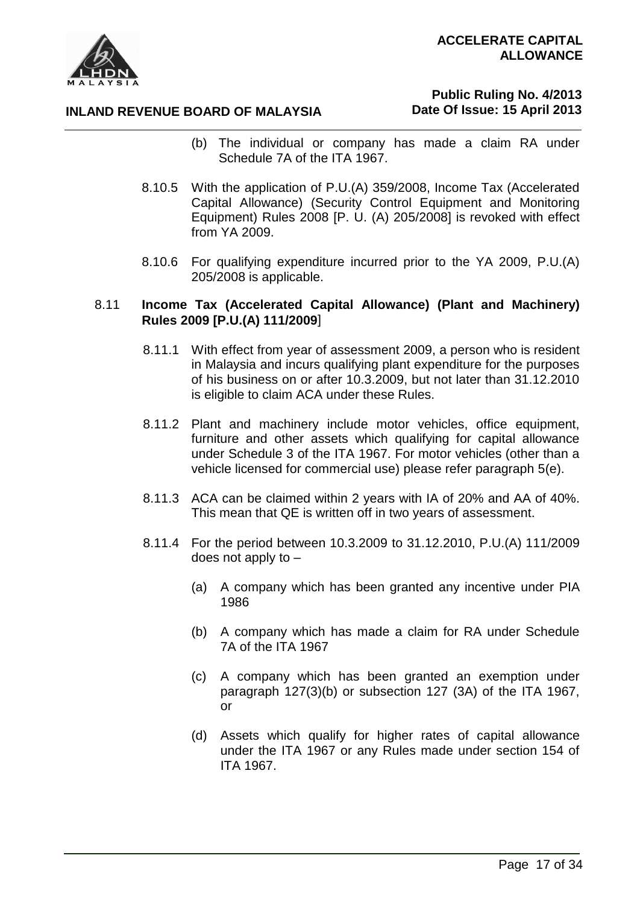(b) The individual or company has made a claim RA under Schedule 7A of the ITA 1967.

8.10.5 With the application of P.U.(A) 359/2008, Income Tax (Accelerated Capital Allowance) (Security Control Equipment and Monitoring Equipment) Rules 2008 [P. U. (A) 205/2008] is revoked with effect from YA 2009.

8.10.6 For qualifying expenditure incurred prior to the YA 2009, P.U.(A) 205/2008 is applicable.

### 8.11 Income Tax (Accelerated Capital Allowance) (Plant and Machinery) Rules 2009 [P.U.(A) 111/2009]

8.11.1 With effect from year of assessment 2009, a person who is resident in Malaysia and incurs qualifying plant expenditure for the purposes of his business on or after 10.3.2009, but not later than 31.12.2010 is eligible to claim ACA under these Rules.

8.11.2 Plant and machinery include motor vehicles, office equipment, furniture and other assets which qualifying for capital allowance under Schedule 3 of the ITA 1967. For motor vehicles (other than a vehicle licensed for commercial use) please refer paragraph 5(e).

8.11.3 ACA can be claimed within 2 years with IA of 20% and AA of 40%. This mean that QE is written off in two years of assessment.

8.11.4 For the period between 10.3.2009 to 31.12.2010, P.U.(A) 111/2009 does not apply to –

(a) A company which has been granted any incentive under PIA 1986

(b) A company which has made a claim for RA under Schedule 7A of the ITA 1967

(c) A company which has been granted an exemption under paragraph 127(3)(b) or subsection 127 (3A) of the ITA 1967, or

(d) Assets which qualify for higher rates of capital allowance under the ITA 1967 or any Rules made under section 154 of ITA 1967.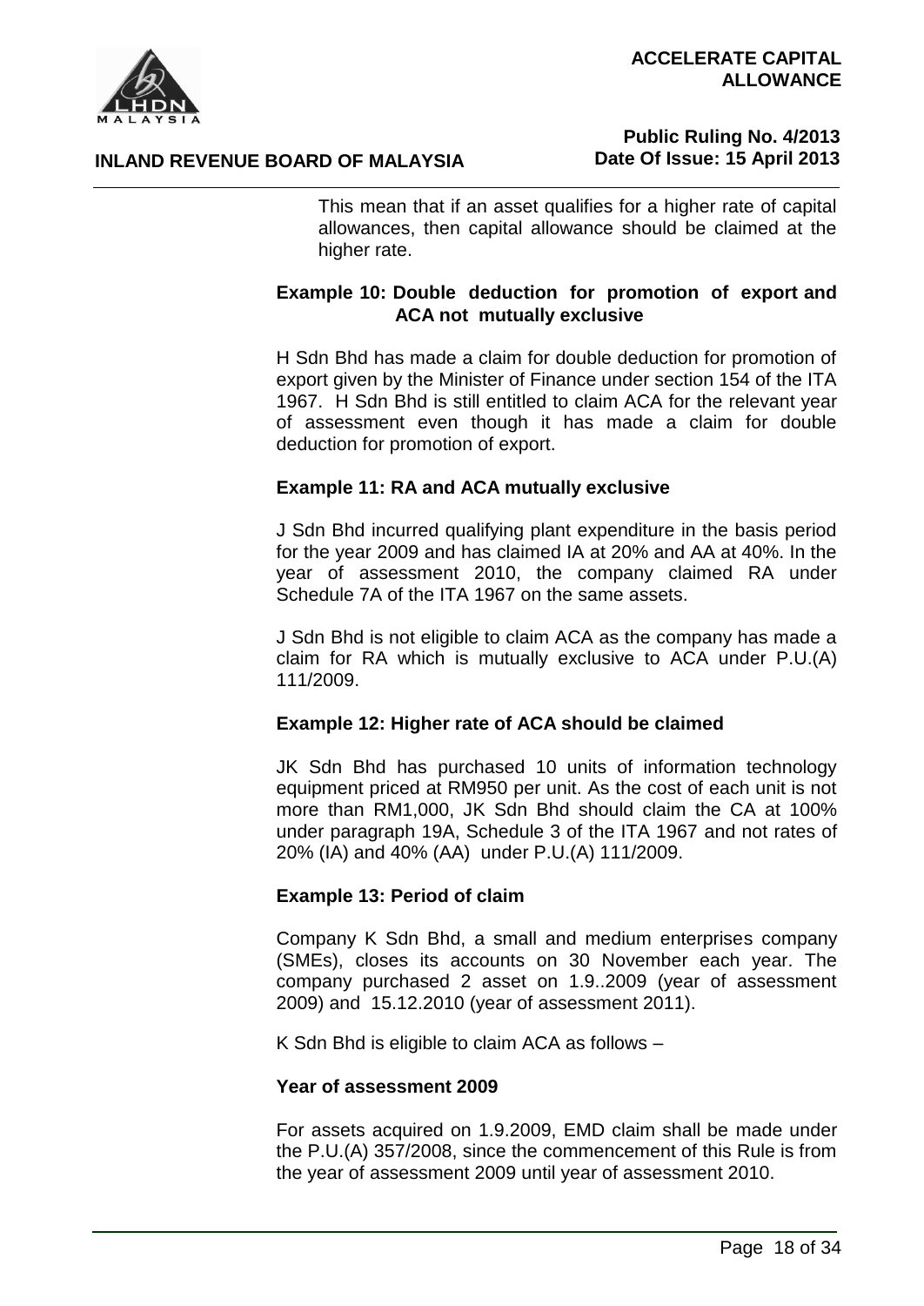This mean that if an asset qualifies for a higher rate of capital allowances, then capital allowance should be claimed at the higher rate.

**Example 10: Double deduction for promotion of export and ACA not mutually exclusive**

H Sdn Bhd has made a claim for double deduction for promotion of export given by the Minister of Finance under section 154 of the ITA 1967. H Sdn Bhd is still entitled to claim ACA for the relevant year of assessment even though it has made a claim for double deduction for promotion of export.

**Example 11: RA and ACA mutually exclusive**

J Sdn Bhd incurred qualifying plant expenditure in the basis period for the year 2009 and has claimed IA at 20% and AA at 40%. In the year of assessment 2010, the company claimed RA under Schedule 7A of the ITA 1967 on the same assets.

J Sdn Bhd is not eligible to claim ACA as the company has made a claim for RA which is mutually exclusive to ACA under P.U.(A) 111/2009.

**Example 12: Higher rate of ACA should be claimed**

JK Sdn Bhd has purchased 10 units of information technology equipment priced at RM950 per unit. As the cost of each unit is not more than RM1,000, JK Sdn Bhd should claim the CA at 100% under paragraph 19A, Schedule 3 of the ITA 1967 and not rates of 20% (IA) and 40% (AA) under P.U.(A) 111/2009.

**Example 13: Period of claim**

Company K Sdn Bhd, a small and medium enterprises company (SMEs), closes its accounts on 30 November each year. The company purchased 2 asset on 1.9..2009 (year of assessment 2009) and 15.12.2010 (year of assessment 2011).

K Sdn Bhd is eligible to claim ACA as follows –

**Year of assessment 2009**

For assets acquired on 1.9.2009, EMD claim shall be made under the P.U.(A) 357/2008, since the commencement of this Rule is from the year of assessment 2009 until year of assessment 2010.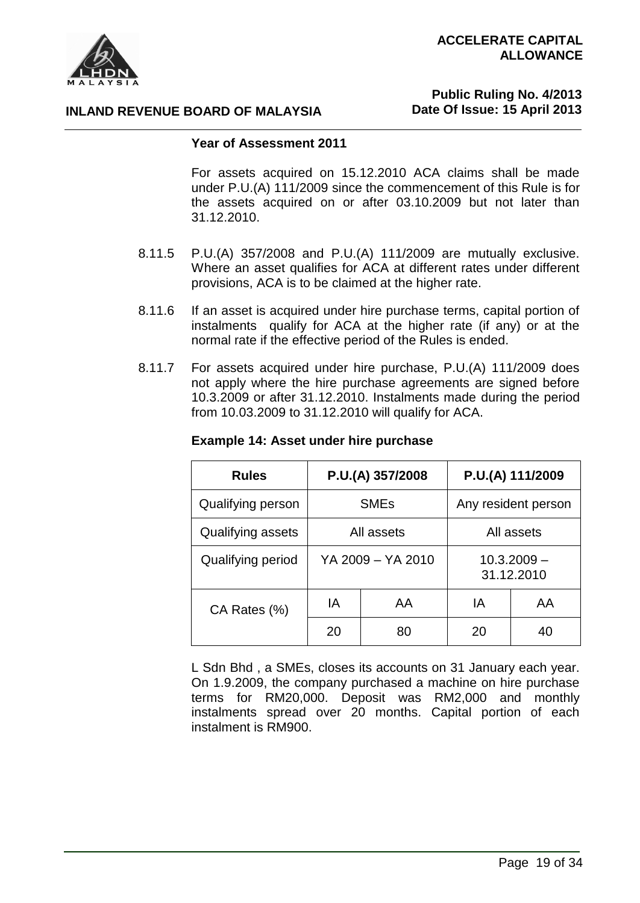**Year of Assessment 2011**

For assets acquired on 15.12.2010 ACA claims shall be made under P.U.(A) 111/2009 since the commencement of this Rule is for the assets acquired on or after 03.10.2009 but not later than 31.12.2010.

8.11.5 P.U.(A) 357/2008 and P.U.(A) 111/2009 are mutually exclusive. Where an asset qualifies for ACA at different rates under different provisions, ACA is to be claimed at the higher rate.

8.11.6 If an asset is acquired under hire purchase terms, capital portion of instalments qualify for ACA at the higher rate (if any) or at the normal rate if the effective period of the Rules is ended.

8.11.7 For assets acquired under hire purchase, P.U.(A) 111/2009 does not apply where the hire purchase agreements are signed before 10.3.2009 or after 31.12.2010. Instalments made during the period from 10.03.2009 to 31.12.2010 will qualify for ACA.

**Example 14: Asset under hire purchase**

| Rules | P.U.(A) 357/2008 | | P.U.(A) 111/2009 | |
|---|---|---|---|---|
| Qualifying person | SMEs | | Any resident person | |
| Qualifying assets | All assets | | All assets | |
| Qualifying period | YA 2009 – YA 2010 | | 10.3.2009 – 31.12.2010 | |
| CA Rates (%) | IA | AA | IA | AA |
| | 20 | 80 | 20 | 40 |

L Sdn Bhd , a SMEs, closes its accounts on 31 January each year. On 1.9.2009, the company purchased a machine on hire purchase terms for RM20,000. Deposit was RM2,000 and monthly instalments spread over 20 months. Capital portion of each instalment is RM900.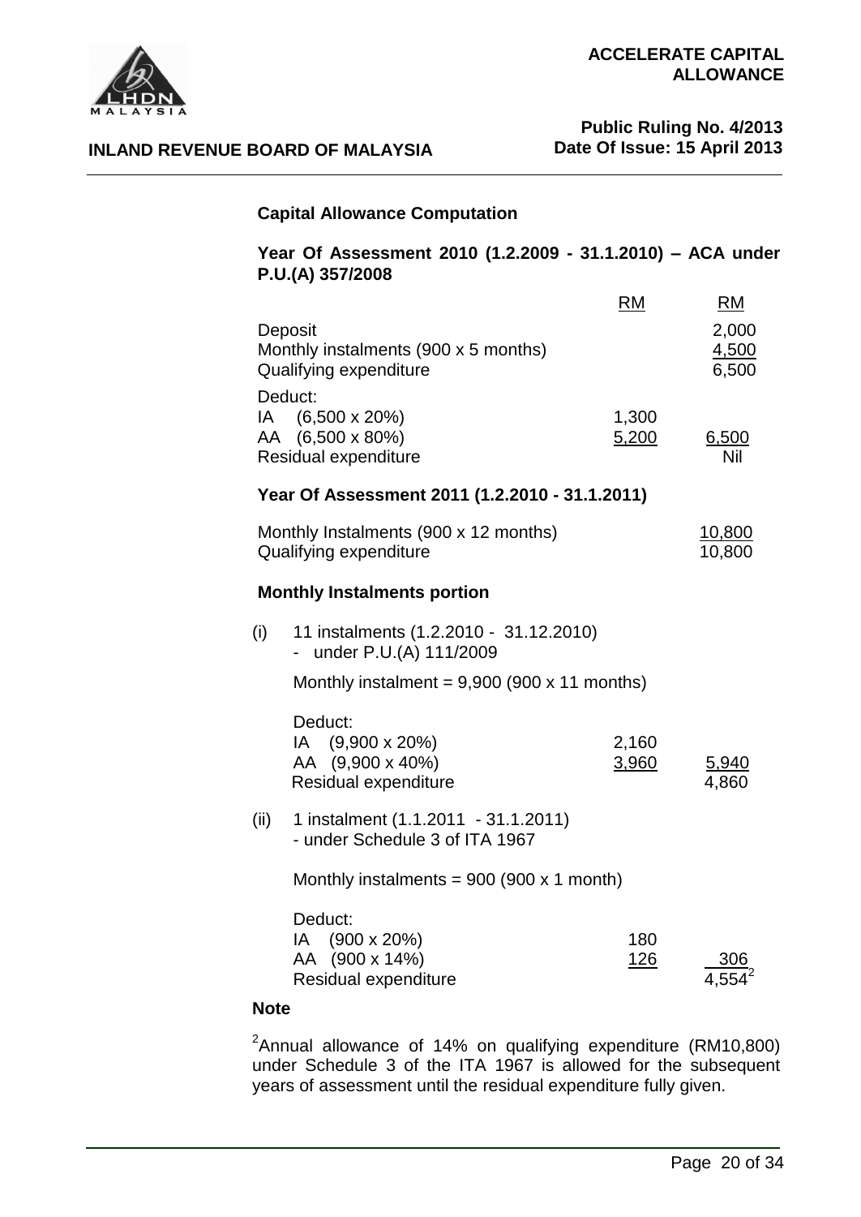**Capital Allowance Computation**

**Year Of Assessment 2010 (1.2.2009 - 31.1.2010) – ACA under P.U.(A) 357/2008**

| | RM | RM |
|---|---|---|
| Deposit | | 2,000 |
| Monthly instalments (900 x 5 months) | | 4,500 |
| Qualifying expenditure | | 6,500 |
| Deduct: | | |
| IA (6,500 x 20%) | 1,300 | |
| AA (6,500 x 80%) | 5,200 | 6,500 |
| Residual expenditure | | Nil |

**Year Of Assessment 2011 (1.2.2010 - 31.1.2011)**

| | | |
|---|---|---|
| Monthly Instalments (900 x 12 months) | | 10,800 |
| Qualifying expenditure | | 10,800 |

**Monthly Instalments portion**

(i) 11 instalments (1.2.2010 - 31.12.2010)
- under P.U.(A) 111/2009

Monthly instalment = 9,900 (900 x 11 months)

| | | |
|---|---|---|
| Deduct: | | |
| IA (9,900 x 20%) | 2,160 | |
| AA (9,900 x 40%) | 3,960 | 5,940 |
| Residual expenditure | | 4,860 |

(ii) 1 instalment (1.1.2011 - 31.1.2011)
- under Schedule 3 of ITA 1967

Monthly instalments = 900 (900 x 1 month)

| | | |
|---|---|---|
| Deduct: | | |
| IA (900 x 20%) | 180 | |
| AA (900 x 14%) | 126 | 306 |
| Residual expenditure | | 4,554[2] |

**Note**

[2]Annual allowance of 14% on qualifying expenditure (RM10,800) under Schedule 3 of the ITA 1967 is allowed for the subsequent years of assessment until the residual expenditure fully given.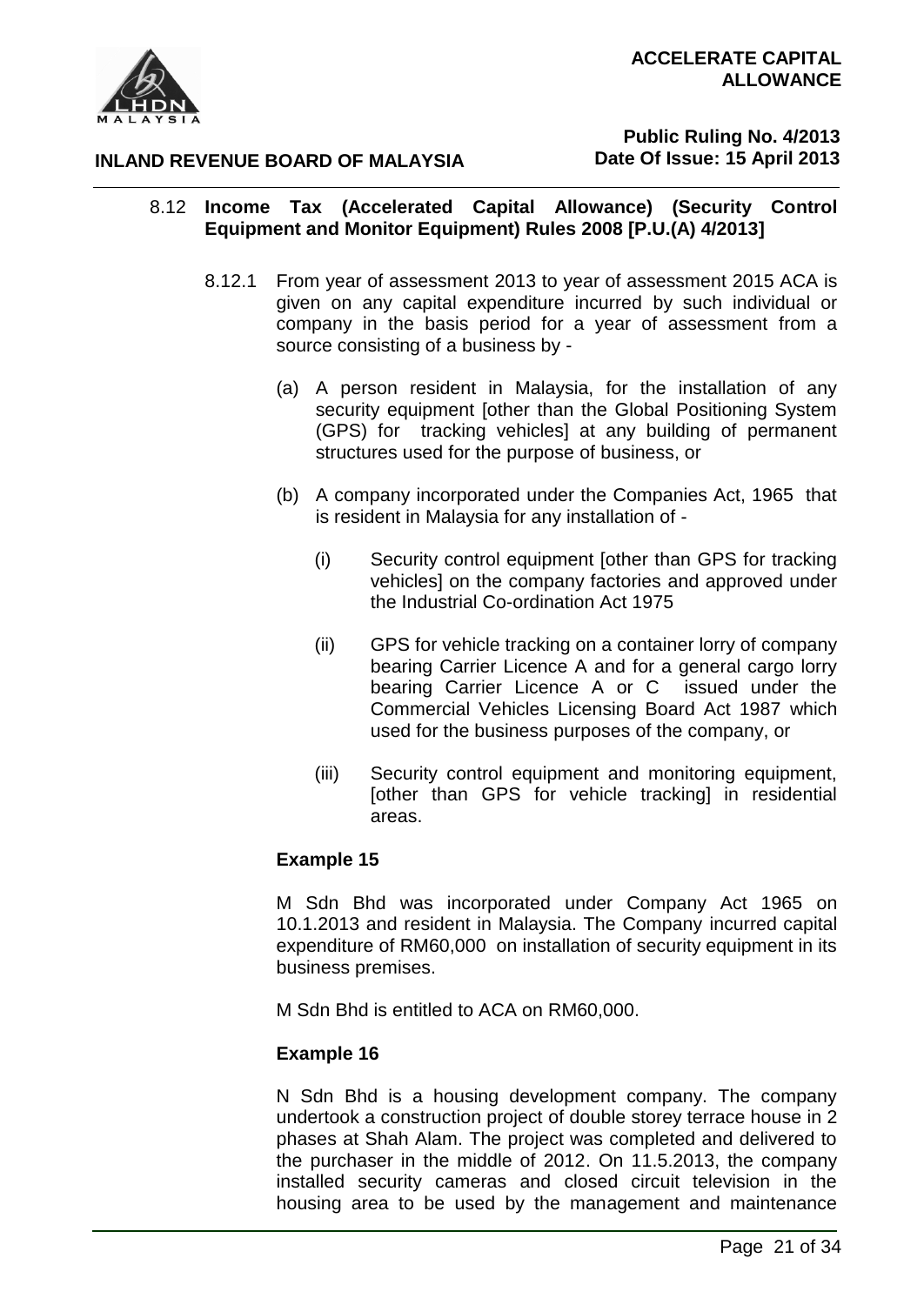8.12 **Income Tax (Accelerated Capital Allowance) (Security Control Equipment and Monitor Equipment) Rules 2008 [P.U.(A) 4/2013]**

8.12.1 From year of assessment 2013 to year of assessment 2015 ACA is given on any capital expenditure incurred by such individual or company in the basis period for a year of assessment from a source consisting of a business by -

(a) A person resident in Malaysia, for the installation of any security equipment [other than the Global Positioning System (GPS) for tracking vehicles] at any building of permanent structures used for the purpose of business, or

(b) A company incorporated under the Companies Act, 1965 that is resident in Malaysia for any installation of -

(i) Security control equipment [other than GPS for tracking vehicles] on the company factories and approved under the Industrial Co-ordination Act 1975

(ii) GPS for vehicle tracking on a container lorry of company bearing Carrier Licence A and for a general cargo lorry bearing Carrier Licence A or C issued under the Commercial Vehicles Licensing Board Act 1987 which used for the business purposes of the company, or

(iii) Security control equipment and monitoring equipment, [other than GPS for vehicle tracking] in residential areas.

**Example 15**

M Sdn Bhd was incorporated under Company Act 1965 on 10.1.2013 and resident in Malaysia. The Company incurred capital expenditure of RM60,000 on installation of security equipment in its business premises.

M Sdn Bhd is entitled to ACA on RM60,000.

**Example 16**

N Sdn Bhd is a housing development company. The company undertook a construction project of double storey terrace house in 2 phases at Shah Alam. The project was completed and delivered to the purchaser in the middle of 2012. On 11.5.2013, the company installed security cameras and closed circuit television in the housing area to be used by the management and maintenance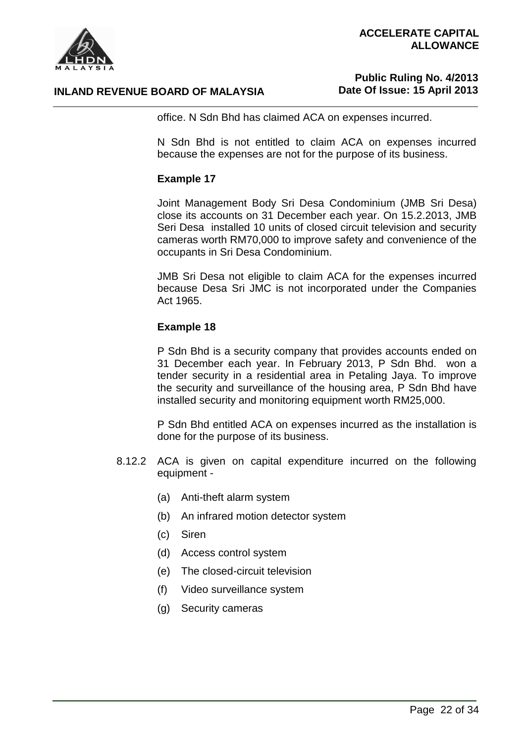office. N Sdn Bhd has claimed ACA on expenses incurred.

N Sdn Bhd is not entitled to claim ACA on expenses incurred because the expenses are not for the purpose of its business.

**Example 17**

Joint Management Body Sri Desa Condominium (JMB Sri Desa) close its accounts on 31 December each year. On 15.2.2013, JMB Seri Desa installed 10 units of closed circuit television and security cameras worth RM70,000 to improve safety and convenience of the occupants in Sri Desa Condominium.

JMB Sri Desa not eligible to claim ACA for the expenses incurred because Desa Sri JMC is not incorporated under the Companies Act 1965.

**Example 18**

P Sdn Bhd is a security company that provides accounts ended on 31 December each year. In February 2013, P Sdn Bhd. won a tender security in a residential area in Petaling Jaya. To improve the security and surveillance of the housing area, P Sdn Bhd have installed security and monitoring equipment worth RM25,000.

P Sdn Bhd entitled ACA on expenses incurred as the installation is done for the purpose of its business.

8.12.2 ACA is given on capital expenditure incurred on the following equipment -

(a) Anti-theft alarm system

(b) An infrared motion detector system

(c) Siren

(d) Access control system

(e) The closed-circuit television

(f) Video surveillance system

(g) Security cameras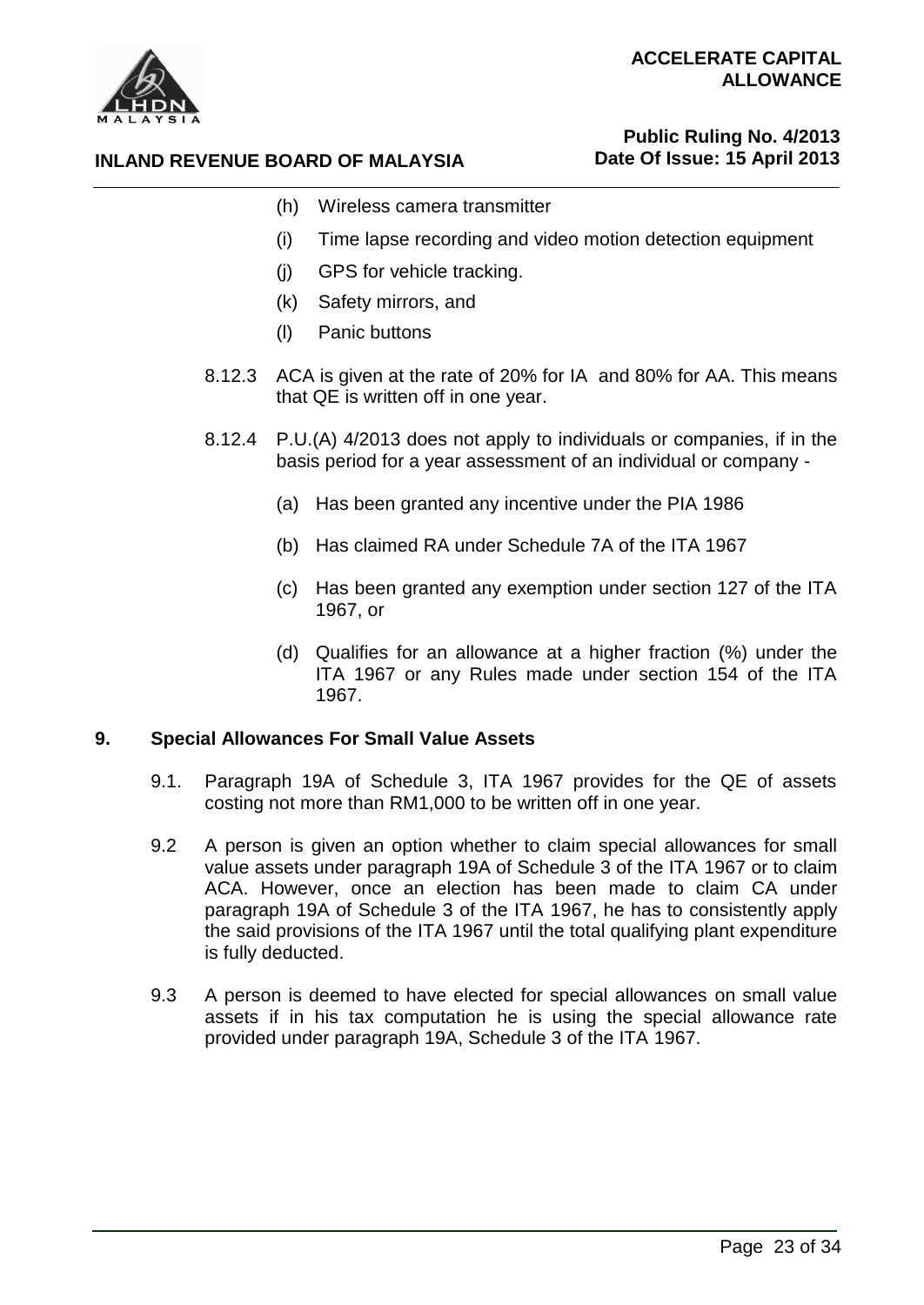- (h) Wireless camera transmitter
- (i) Time lapse recording and video motion detection equipment
- (j) GPS for vehicle tracking.
- (k) Safety mirrors, and
- (l) Panic buttons

8.12.3 ACA is given at the rate of 20% for IA and 80% for AA. This means that QE is written off in one year.

8.12.4 P.U.(A) 4/2013 does not apply to individuals or companies, if in the basis period for a year assessment of an individual or company -

- (a) Has been granted any incentive under the PIA 1986
- (b) Has claimed RA under Schedule 7A of the ITA 1967
- (c) Has been granted any exemption under section 127 of the ITA 1967, or
- (d) Qualifies for an allowance at a higher fraction (%) under the ITA 1967 or any Rules made under section 154 of the ITA 1967.

## 9. Special Allowances For Small Value Assets

9.1. Paragraph 19A of Schedule 3, ITA 1967 provides for the QE of assets costing not more than RM1,000 to be written off in one year.

9.2 A person is given an option whether to claim special allowances for small value assets under paragraph 19A of Schedule 3 of the ITA 1967 or to claim ACA. However, once an election has been made to claim CA under paragraph 19A of Schedule 3 of the ITA 1967, he has to consistently apply the said provisions of the ITA 1967 until the total qualifying plant expenditure is fully deducted.

9.3 A person is deemed to have elected for special allowances on small value assets if in his tax computation he is using the special allowance rate provided under paragraph 19A, Schedule 3 of the ITA 1967.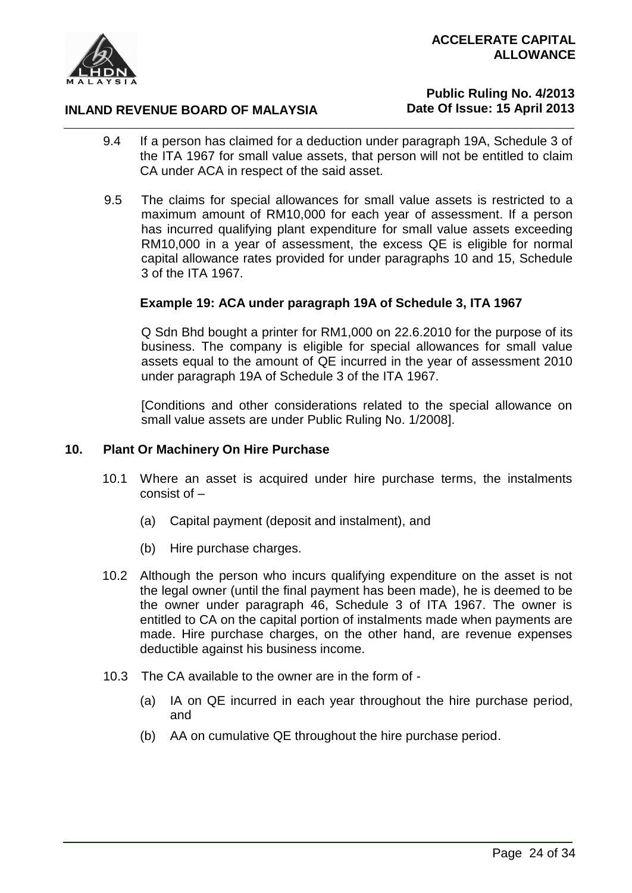9.4 If a person has claimed for a deduction under paragraph 19A, Schedule 3 of the ITA 1967 for small value assets, that person will not be entitled to claim CA under ACA in respect of the said asset.

9.5 The claims for special allowances for small value assets is restricted to a maximum amount of RM10,000 for each year of assessment. If a person has incurred qualifying plant expenditure for small value assets exceeding RM10,000 in a year of assessment, the excess QE is eligible for normal capital allowance rates provided for under paragraphs 10 and 15, Schedule 3 of the ITA 1967.

**Example 19: ACA under paragraph 19A of Schedule 3, ITA 1967**

Q Sdn Bhd bought a printer for RM1,000 on 22.6.2010 for the purpose of its business. The company is eligible for special allowances for small value assets equal to the amount of QE incurred in the year of assessment 2010 under paragraph 19A of Schedule 3 of the ITA 1967.

[Conditions and other considerations related to the special allowance on small value assets are under Public Ruling No. 1/2008].

## 10. Plant Or Machinery On Hire Purchase

10.1 Where an asset is acquired under hire purchase terms, the instalments consist of –

(a) Capital payment (deposit and instalment), and

(b) Hire purchase charges.

10.2 Although the person who incurs qualifying expenditure on the asset is not the legal owner (until the final payment has been made), he is deemed to be the owner under paragraph 46, Schedule 3 of ITA 1967. The owner is entitled to CA on the capital portion of instalments made when payments are made. Hire purchase charges, on the other hand, are revenue expenses deductible against his business income.

10.3 The CA available to the owner are in the form of -

(a) IA on QE incurred in each year throughout the hire purchase period, and

(b) AA on cumulative QE throughout the hire purchase period.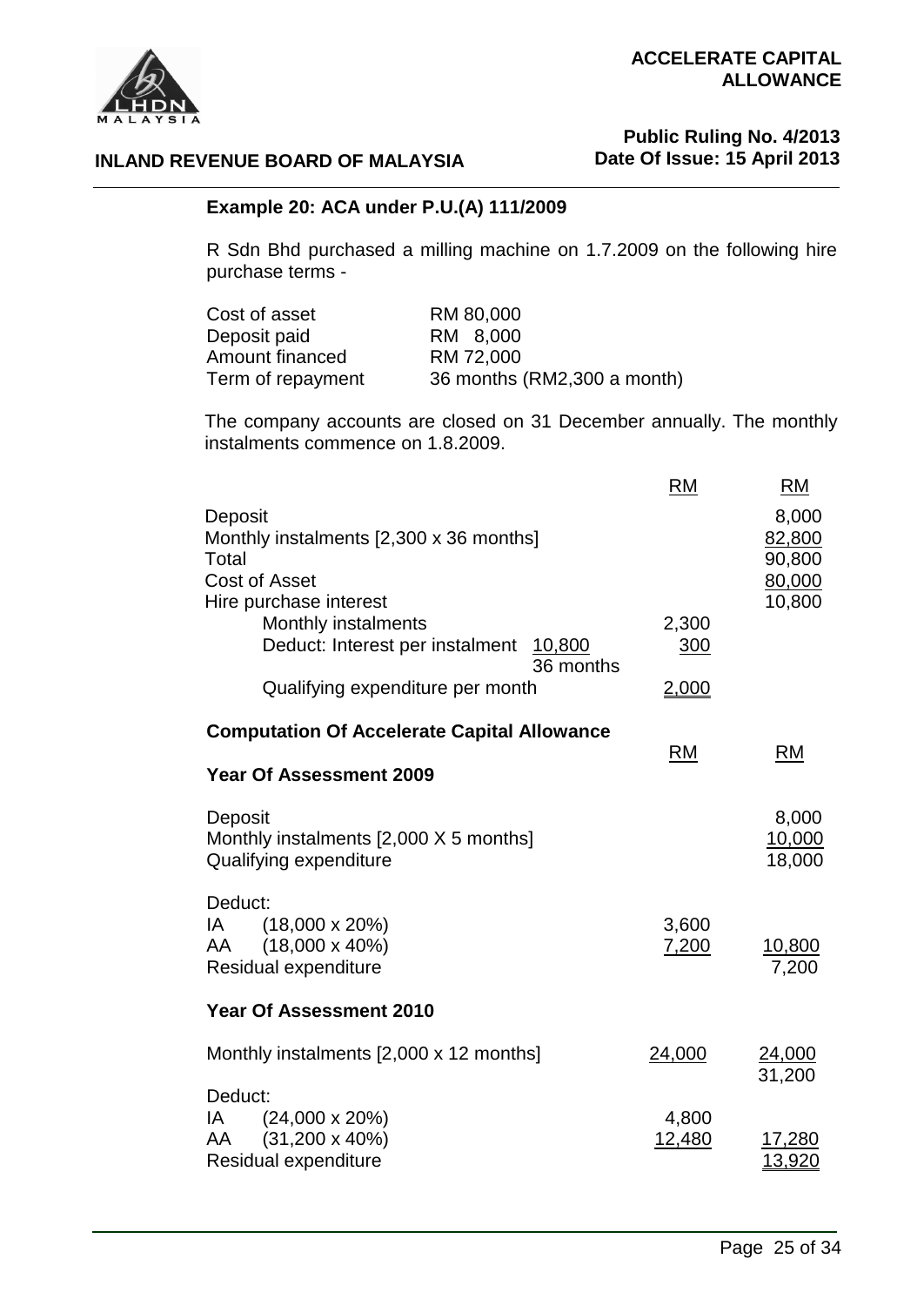### Example 20: ACA under P.U.(A) 111/2009

R Sdn Bhd purchased a milling machine on 1.7.2009 on the following hire purchase terms -

| | |
|---|---|
| Cost of asset | RM 80,000 |
| Deposit paid | RM 8,000 |
| Amount financed | RM 72,000 |
| Term of repayment | 36 months (RM2,300 a month) |

The company accounts are closed on 31 December annually. The monthly instalments commence on 1.8.2009.

| | RM | RM |
|---|---|---|
| Deposit | | 8,000 |
| Monthly instalments [2,300 x 36 months] | | 82,800 |
| Total | | 90,800 |
| Cost of Asset | | 80,000 |
| Hire purchase interest | | 10,800 |
| Monthly instalments | 2,300 | |
| Deduct: Interest per instalment 10,800 / 36 months | 300 | |
| Qualifying expenditure per month | 2,000 | |

**Computation Of Accelerate Capital Allowance**

| | RM | RM |
|---|---|---|
| **Year Of Assessment 2009** | | |
| Deposit | | 8,000 |
| Monthly instalments [2,000 X 5 months] | | 10,000 |
| Qualifying expenditure | | 18,000 |
| Deduct: | | |
| IA (18,000 x 20%) | 3,600 | |
| AA (18,000 x 40%) | 7,200 | 10,800 |
| Residual expenditure | | 7,200 |
| **Year Of Assessment 2010** | | |
| Monthly instalments [2,000 x 12 months] | 24,000 | 24,000 |
| | | 31,200 |
| Deduct: | | |
| IA (24,000 x 20%) | 4,800 | |
| AA (31,200 x 40%) | 12,480 | 17,280 |
| Residual expenditure | | 13,920 |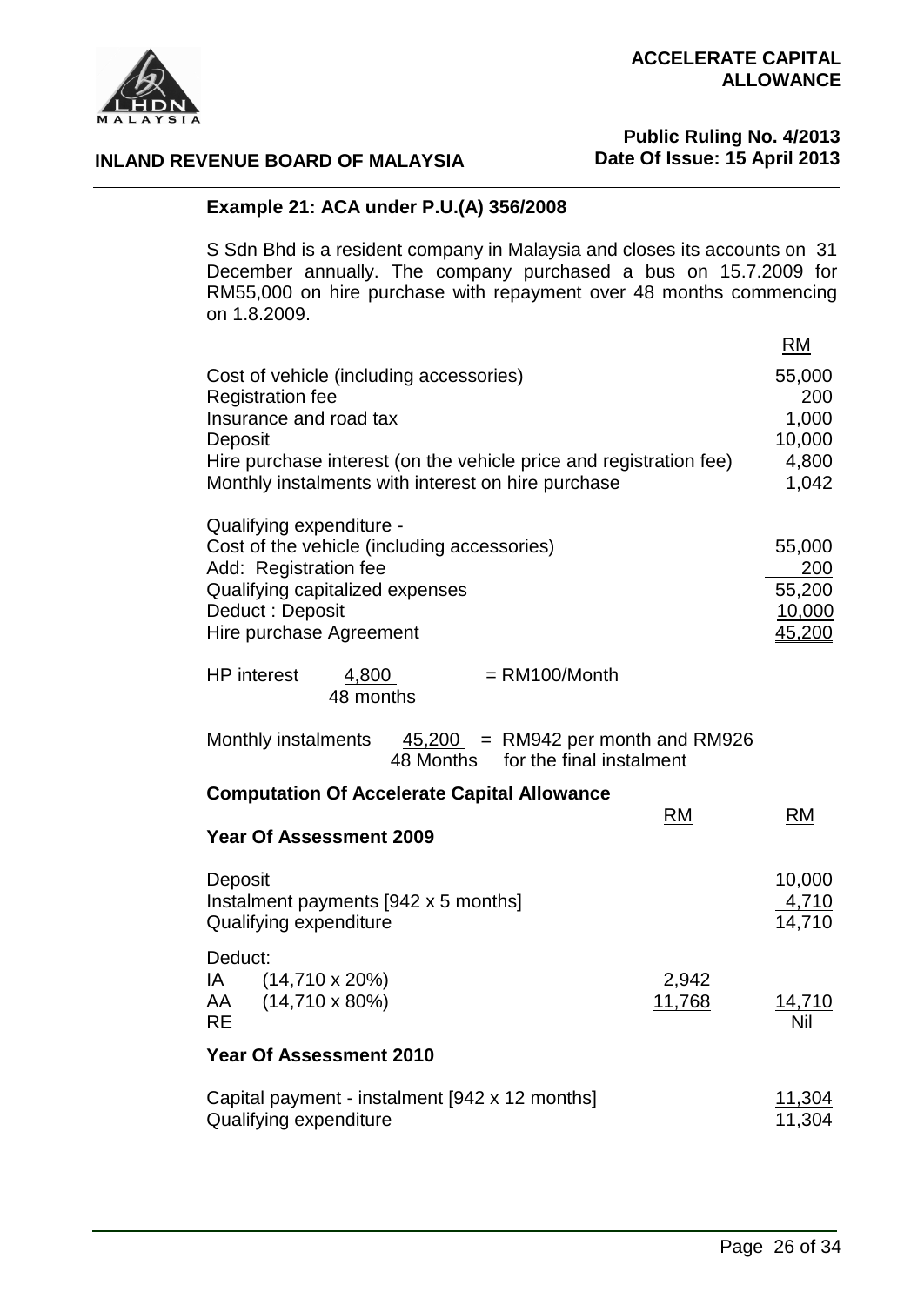### Example 21: ACA under P.U.(A) 356/2008

S Sdn Bhd is a resident company in Malaysia and closes its accounts on 31 December annually. The company purchased a bus on 15.7.2009 for RM55,000 on hire purchase with repayment over 48 months commencing on 1.8.2009.

| | RM |
|---|---|
| Cost of vehicle (including accessories) | 55,000 |
| Registration fee | 200 |
| Insurance and road tax | 1,000 |
| Deposit | 10,000 |
| Hire purchase interest (on the vehicle price and registration fee) | 4,800 |
| Monthly instalments with interest on hire purchase | 1,042 |

| Qualifying expenditure - | |
|---|---|
| Cost of the vehicle (including accessories) | 55,000 |
| Add: Registration fee | 200 |
| Qualifying capitalized expenses | 55,000 |
| Deduct : Deposit | 10,000 |
| Hire purchase Agreement | 45,200 |

HP interest $\frac{4,800}{48 \text{ months}}$ = RM100/Month

Monthly instalments $\frac{45,200}{48 \text{ Months}}$ = RM942 per month and RM926 for the final instalment

### Computation Of Accelerate Capital Allowance

| | RM | RM |
|---|---|---|
| **Year Of Assessment 2009** | | |
| Deposit | | 10,000 |
| Instalment payments [942 x 5 months] | | 4,710 |
| Qualifying expenditure | | 14,710 |
| Deduct: | | |
| IA (14,710 x 20%) | 2,942 | |
| AA (14,710 x 80%) | 11,768 | 14,710 |
| RE | | Nil |
| **Year Of Assessment 2010** | | |
| Capital payment - instalment [942 x 12 months] | | 11,304 |
| Qualifying expenditure | | 11,304 |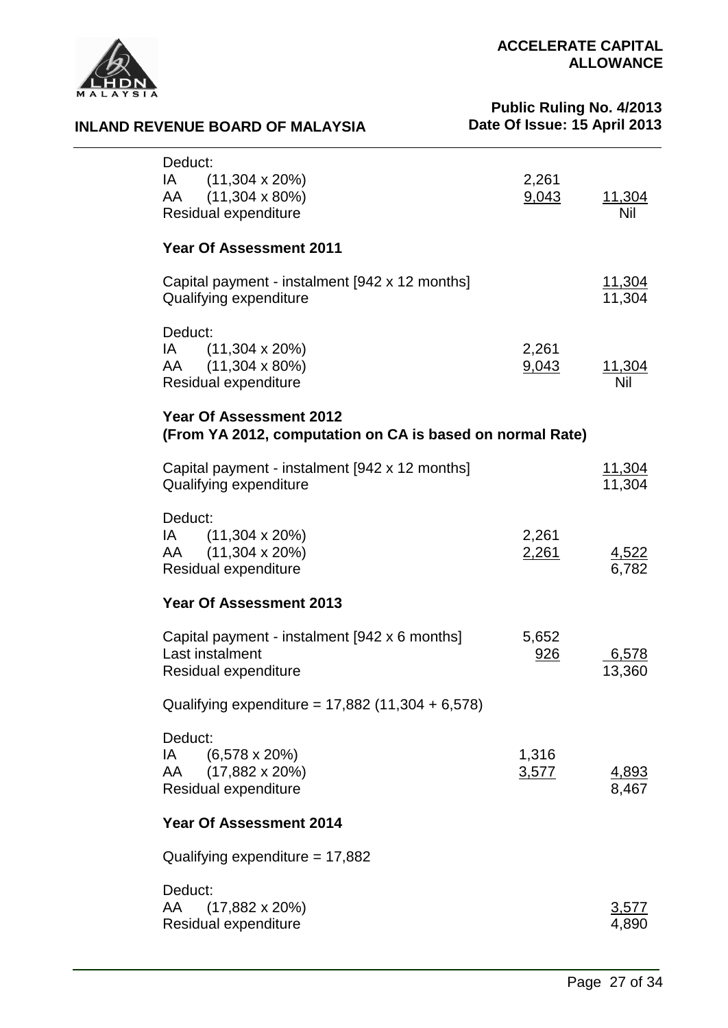| | | |
|---|---|---|
| Deduct: | | |
| IA (11,304 x 20%) | 2,261 | |
| AA (11,304 x 80%) | 9,043 | 11,304 |
| Residual expenditure | | Nil |

**Year Of Assessment 2011**

| | | |
|---|---|---|
| Capital payment - instalment [942 x 12 months] | | 11,304 |
| Qualifying expenditure | | 11,304 |
| Deduct: | | |
| IA (11,304 x 20%) | 2,261 | |
| AA (11,304 x 80%) | 9,043 | 11,304 |
| Residual expenditure | | Nil |

**Year Of Assessment 2012**
**(From YA 2012, computation on CA is based on normal Rate)**

| | | |
|---|---|---|
| Capital payment - instalment [942 x 12 months] | | 11,304 |
| Qualifying expenditure | | 11,304 |
| Deduct: | | |
| IA (11,304 x 20%) | 2,261 | |
| AA (11,304 x 20%) | 2,261 | 4,522 |
| Residual expenditure | | 6,782 |

**Year Of Assessment 2013**

| | | |
|---|---|---|
| Capital payment - instalment [942 x 6 months] | 5,652 | |
| Last instalment | 926 | 6,578 |
| Residual expenditure | | 13,360 |

Qualifying expenditure = 17,882 (11,304 + 6,578)

| | | |
|---|---|---|
| Deduct: | | |
| IA (6,578 x 20%) | 1,316 | |
| AA (17,882 x 20%) | 3,577 | 4,893 |
| Residual expenditure | | 8,467 |

**Year Of Assessment 2014**

Qualifying expenditure = 17,882

| | |
|---|---|
| Deduct: | |
| AA (17,882 x 20%) | 3,577 |
| Residual expenditure | 4,890 |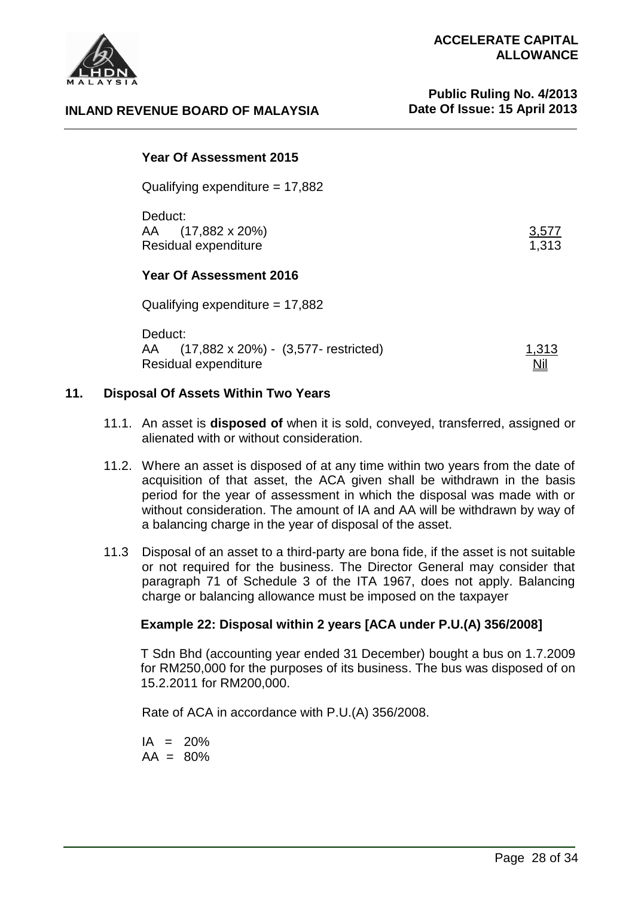**Year Of Assessment 2015**

Qualifying expenditure = 17,882

| | |
|---|---|
| Deduct: | |
| AA (17,882 x 20%) | 3,577 |
| Residual expenditure | 1,313 |

**Year Of Assessment 2016**

Qualifying expenditure = 17,882

| | |
|---|---|
| Deduct: | |
| AA (17,882 x 20%) - (3,577- restricted) | 1,313 |
| Residual expenditure | Nil |

## 11. Disposal Of Assets Within Two Years

11.1. An asset is **disposed of** when it is sold, conveyed, transferred, assigned or alienated with or without consideration.

11.2. Where an asset is disposed of at any time within two years from the date of acquisition of that asset, the ACA given shall be withdrawn in the basis period for the year of assessment in which the disposal was made with or without consideration. The amount of IA and AA will be withdrawn by way of a balancing charge in the year of disposal of the asset.

11.3 Disposal of an asset to a third-party are bona fide, if the asset is not suitable or not required for the business. The Director General may consider that paragraph 71 of Schedule 3 of the ITA 1967, does not apply. Balancing charge or balancing allowance must be imposed on the taxpayer

**Example 22: Disposal within 2 years [ACA under P.U.(A) 356/2008]**

T Sdn Bhd (accounting year ended 31 December) bought a bus on 1.7.2009 for RM250,000 for the purposes of its business. The bus was disposed of on 15.2.2011 for RM200,000.

Rate of ACA in accordance with P.U.(A) 356/2008.

IA = 20%
AA = 80%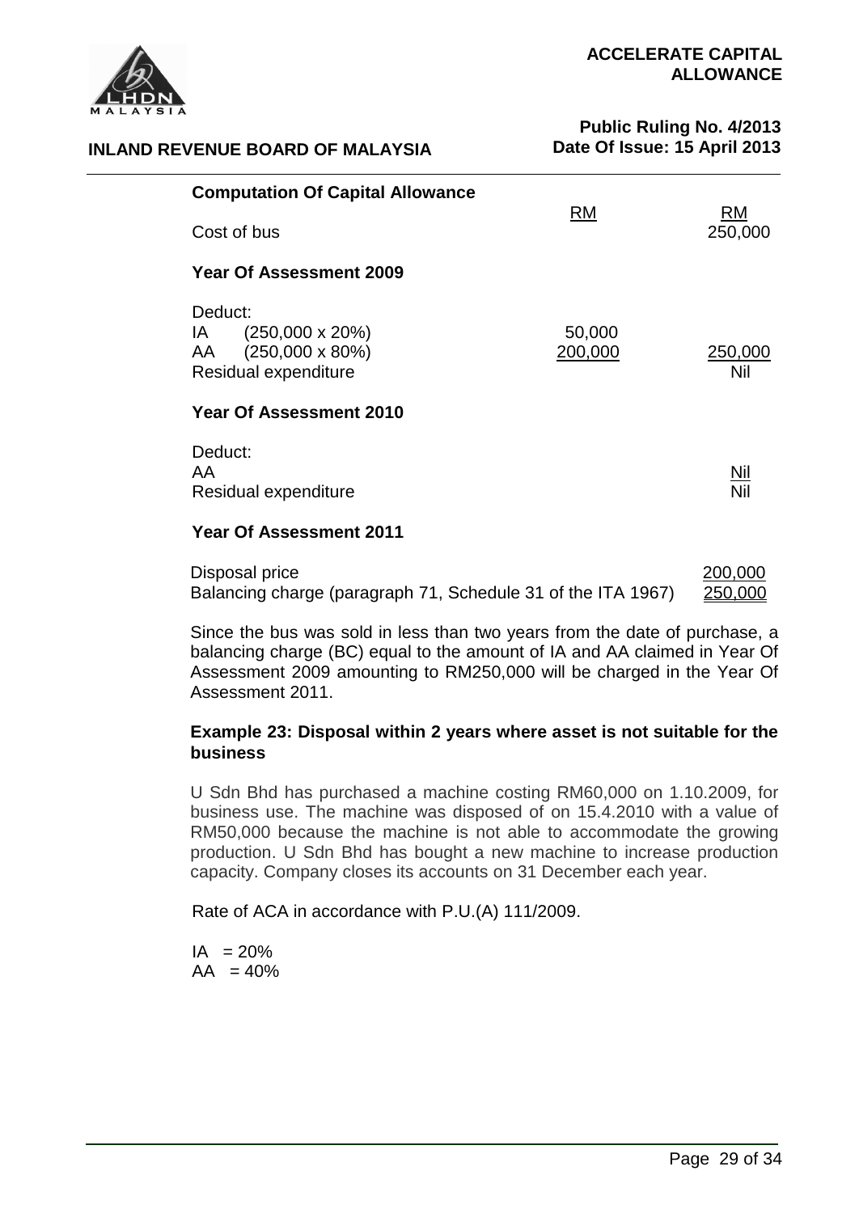**Computation Of Capital Allowance**

| | RM | RM |
|---|---|---|
| Cost of bus | | 250,000 |
| **Year Of Assessment 2009** | | |
| Deduct: | | |
| IA (250,000 x 20%) | 50,000 | |
| AA (250,000 x 80%) | 200,000 | 250,000 |
| Residual expenditure | | Nil |
| **Year Of Assessment 2010** | | |
| Deduct: | | |
| AA | | Nil |
| Residual expenditure | | Nil |
| **Year Of Assessment 2011** | | |
| Disposal price | | 200,000 |
| Balancing charge (paragraph 71, Schedule 31 of the ITA 1967) | | 250,000 |

Since the bus was sold in less than two years from the date of purchase, a balancing charge (BC) equal to the amount of IA and AA claimed in Year Of Assessment 2009 amounting to RM250,000 will be charged in the Year Of Assessment 2011.

**Example 23: Disposal within 2 years where asset is not suitable for the business**

U Sdn Bhd has purchased a machine costing RM60,000 on 1.10.2009, for business use. The machine was disposed of on 15.4.2010 with a value of RM50,000 because the machine is not able to accommodate the growing production. U Sdn Bhd has bought a new machine to increase production capacity. Company closes its accounts on 31 December each year.

Rate of ACA in accordance with P.U.(A) 111/2009.

IA = 20%
AA = 40%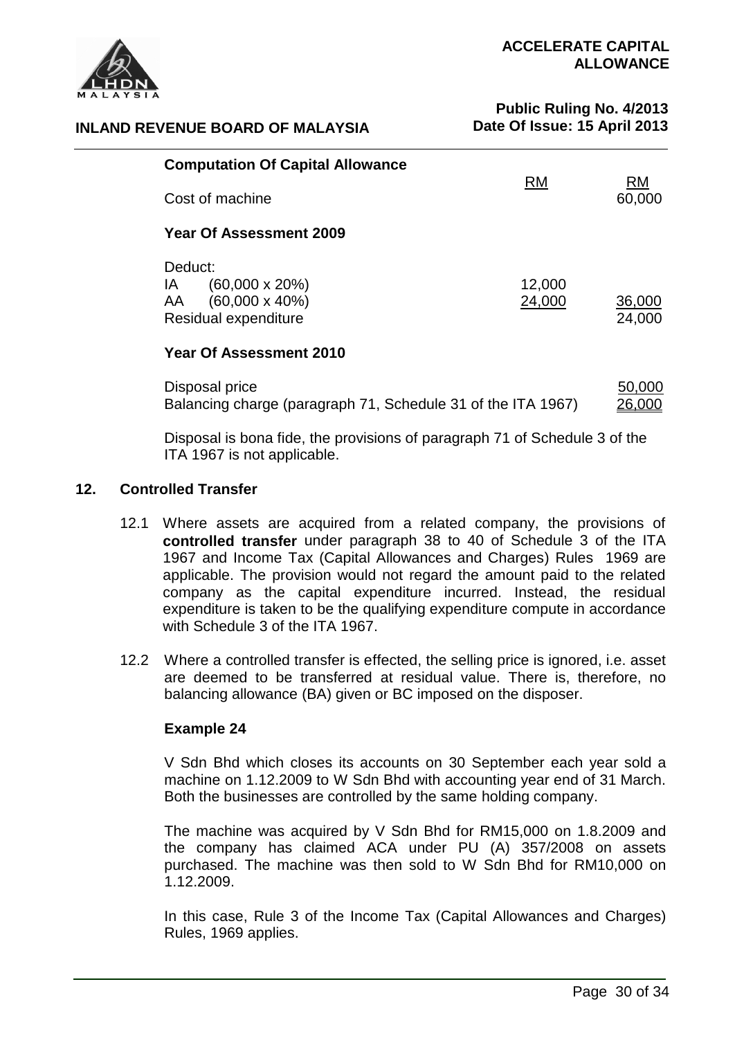**Computation Of Capital Allowance**

| | RM | RM |
|---|---|---|
| Cost of machine | | 60,000 |
| **Year Of Assessment 2009** | | |
| Deduct: | | |
| IA (60,000 x 20%) | 12,000 | |
| AA (60,000 x 40%) | 24,000 | 36,000 |
| Residual expenditure | | 24,000 |
| **Year Of Assessment 2010** | | |
| Disposal price | | 50,000 |
| Balancing charge (paragraph 71, Schedule 31 of the ITA 1967) | | 26,000 |

Disposal is bona fide, the provisions of paragraph 71 of Schedule 3 of the ITA 1967 is not applicable.

## 12. Controlled Transfer

12.1 Where assets are acquired from a related company, the provisions of **controlled transfer** under paragraph 38 to 40 of Schedule 3 of the ITA 1967 and Income Tax (Capital Allowances and Charges) Rules 1969 are applicable. The provision would not regard the amount paid to the related company as the capital expenditure incurred. Instead, the residual expenditure is taken to be the qualifying expenditure compute in accordance with Schedule 3 of the ITA 1967.

12.2 Where a controlled transfer is effected, the selling price is ignored, i.e. asset are deemed to be transferred at residual value. There is, therefore, no balancing allowance (BA) given or BC imposed on the disposer.

**Example 24**

V Sdn Bhd which closes its accounts on 30 September each year sold a machine on 1.12.2009 to W Sdn Bhd with accounting year end of 31 March. Both the businesses are controlled by the same holding company.

The machine was acquired by V Sdn Bhd for RM15,000 on 1.8.2009 and the company has claimed ACA under PU (A) 357/2008 on assets purchased. The machine was then sold to W Sdn Bhd for RM10,000 on 1.12.2009.

In this case, Rule 3 of the Income Tax (Capital Allowances and Charges) Rules, 1969 applies.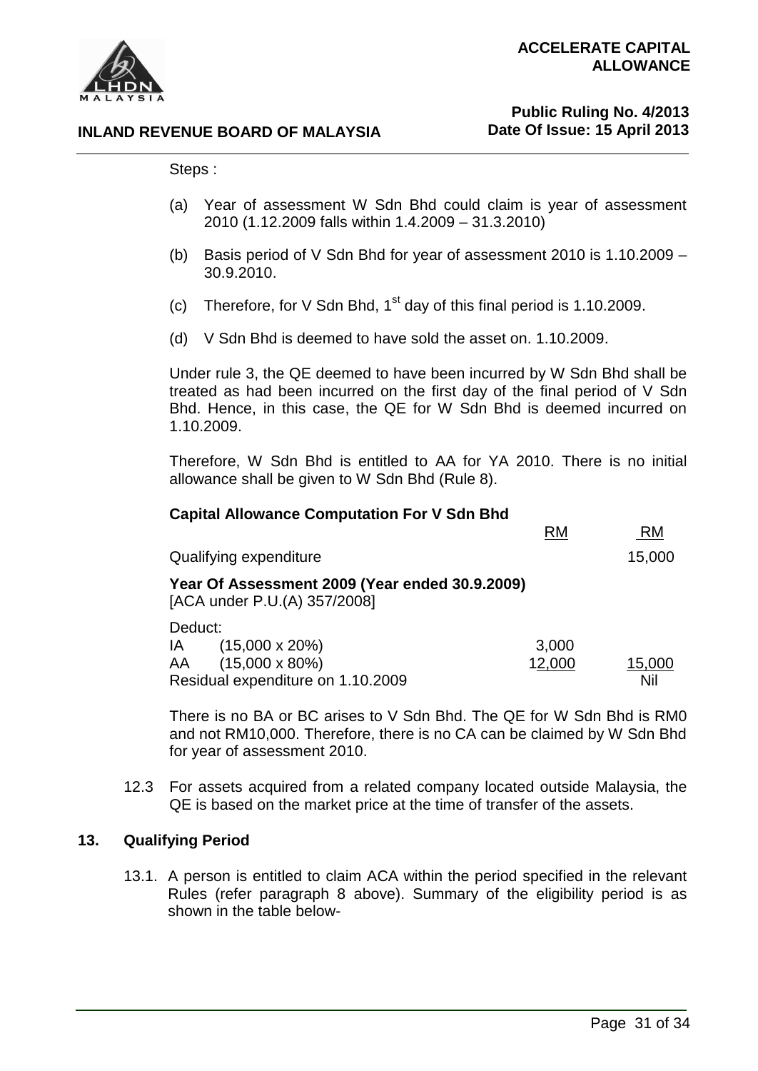Steps :

(a) Year of assessment W Sdn Bhd could claim is year of assessment 2010 (1.12.2009 falls within 1.4.2009 – 31.3.2010)

(b) Basis period of V Sdn Bhd for year of assessment 2010 is 1.10.2009 – 30.9.2010.

(c) Therefore, for V Sdn Bhd, 1st day of this final period is 1.10.2009.

(d) V Sdn Bhd is deemed to have sold the asset on. 1.10.2009.

Under rule 3, the QE deemed to have been incurred by W Sdn Bhd shall be treated as had been incurred on the first day of the final period of V Sdn Bhd. Hence, in this case, the QE for W Sdn Bhd is deemed incurred on 1.10.2009.

Therefore, W Sdn Bhd is entitled to AA for YA 2010. There is no initial allowance shall be given to W Sdn Bhd (Rule 8).

**Capital Allowance Computation For V Sdn Bhd**

| | RM | RM |
|---|---|---|
| Qualifying expenditure | | 15,000 |
| **Year Of Assessment 2009 (Year ended 30.9.2009)** [ACA under P.U.(A) 357/2008] | | |
| Deduct: | | |
| IA (15,000 x 20%) | 3,000 | |
| AA (15,000 x 80%) | 12,000 | 15,000 |
| Residual expenditure on 1.10.2009 | | Nil |

There is no BA or BC arises to V Sdn Bhd. The QE for W Sdn Bhd is RM0 and not RM10,000. Therefore, there is no CA can be claimed by W Sdn Bhd for year of assessment 2010.

12.3 For assets acquired from a related company located outside Malaysia, the QE is based on the market price at the time of transfer of the assets.

## 13. Qualifying Period

13.1. A person is entitled to claim ACA within the period specified in the relevant Rules (refer paragraph 8 above). Summary of the eligibility period is as shown in the table below-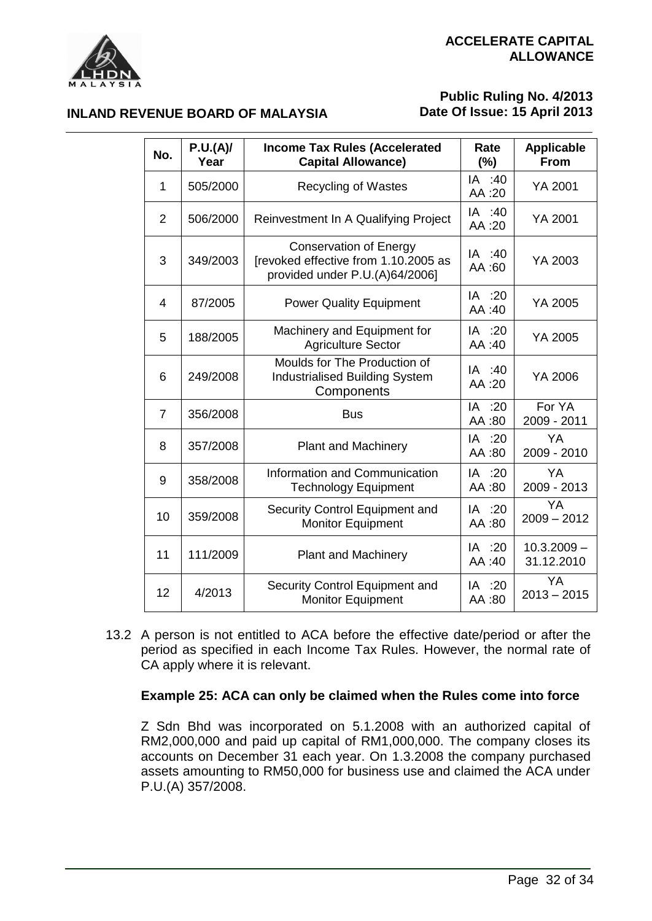| No. | P.U.(A)/ Year | Income Tax Rules (Accelerated Capital Allowance) | Rate (%) | Applicable From |
|---|---|---|---|---|
| 1 | 505/2000 | Recycling of Wastes | IA :40 AA :20 | YA 2001 |
| 2 | 506/2000 | Reinvestment In A Qualifying Project | IA :40 AA :20 | YA 2001 |
| 3 | 349/2003 | Conservation of Energy [revoked effective from 1.10.2005 as provided under P.U.(A)64/2006] | IA :40 AA :60 | YA 2003 |
| 4 | 87/2005 | Power Quality Equipment | IA :20 AA :40 | YA 2005 |
| 5 | 188/2005 | Machinery and Equipment for Agriculture Sector | IA :20 AA :40 | YA 2005 |
| 6 | 249/2008 | Moulds for The Production of Industrialised Building System Components | IA :40 AA :20 | YA 2006 |
| 7 | 356/2008 | Bus | IA :20 AA :80 | For YA 2009 - 2011 |
| 8 | 357/2008 | Plant and Machinery | IA :20 AA :80 | YA 2009 - 2010 |
| 9 | 358/2008 | Information and Communication Technology Equipment | IA :20 AA :80 | YA 2009 - 2013 |
| 10 | 359/2008 | Security Control Equipment and Monitor Equipment | IA :20 AA :80 | YA 2009 – 2012 |
| 11 | 111/2009 | Plant and Machinery | IA :20 AA :40 | 10.3.2009 – 31.12.2010 |
| 12 | 4/2013 | Security Control Equipment and Monitor Equipment | IA :20 AA :80 | YA 2013 – 2015 |

13.2 A person is not entitled to ACA before the effective date/period or after the period as specified in each Income Tax Rules. However, the normal rate of CA apply where it is relevant.

**Example 25: ACA can only be claimed when the Rules come into force**

Z Sdn Bhd was incorporated on 5.1.2008 with an authorized capital of RM2,000,000 and paid up capital of RM1,000,000. The company closes its accounts on December 31 each year. On 1.3.2008 the company purchased assets amounting to RM50,000 for business use and claimed the ACA under P.U.(A) 357/2008.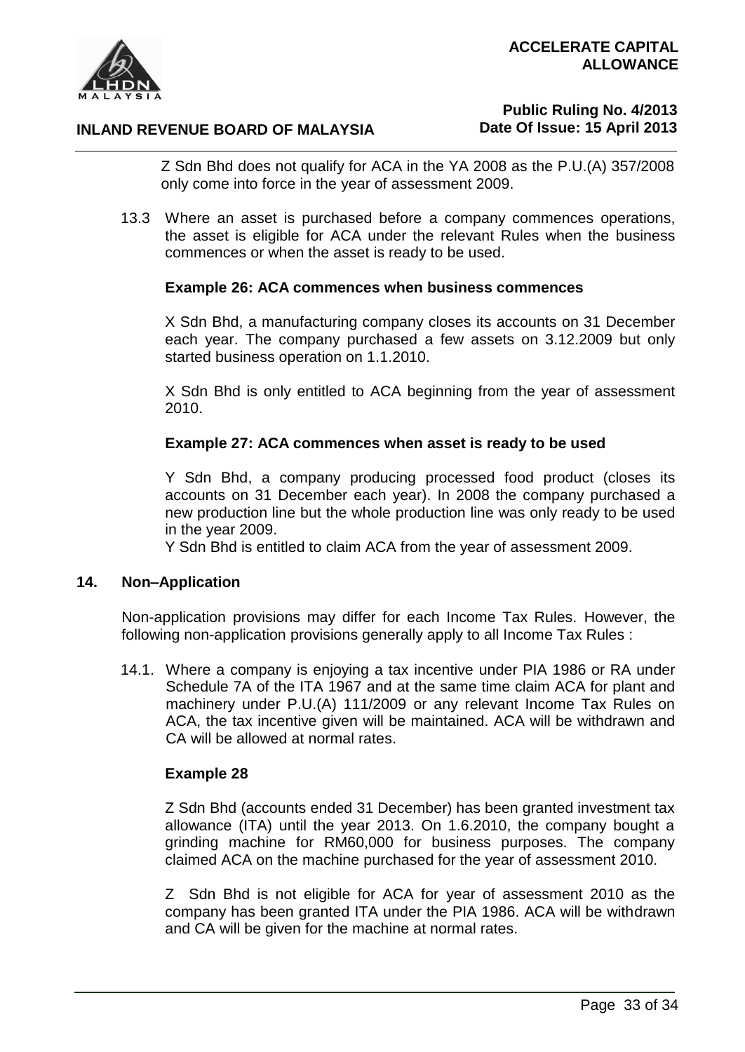Z Sdn Bhd does not qualify for ACA in the YA 2008 as the P.U.(A) 357/2008 only come into force in the year of assessment 2009.

13.3 Where an asset is purchased before a company commences operations, the asset is eligible for ACA under the relevant Rules when the business commences or when the asset is ready to be used.

**Example 26: ACA commences when business commences**

X Sdn Bhd, a manufacturing company closes its accounts on 31 December each year. The company purchased a few assets on 3.12.2009 but only started business operation on 1.1.2010.

X Sdn Bhd is only entitled to ACA beginning from the year of assessment 2010.

**Example 27: ACA commences when asset is ready to be used**

Y Sdn Bhd, a company producing processed food product (closes its accounts on 31 December each year). In 2008 the company purchased a new production line but the whole production line was only ready to be used in the year 2009.
Y Sdn Bhd is entitled to claim ACA from the year of assessment 2009.

## 14. Non–Application

Non-application provisions may differ for each Income Tax Rules. However, the following non-application provisions generally apply to all Income Tax Rules :

14.1. Where a company is enjoying a tax incentive under PIA 1986 or RA under Schedule 7A of the ITA 1967 and at the same time claim ACA for plant and machinery under P.U.(A) 111/2009 or any relevant Income Tax Rules on ACA, the tax incentive given will be maintained. ACA will be withdrawn and CA will be allowed at normal rates.

**Example 28**

Z Sdn Bhd (accounts ended 31 December) has been granted investment tax allowance (ITA) until the year 2013. On 1.6.2010, the company bought a grinding machine for RM60,000 for business purposes. The company claimed ACA on the machine purchased for the year of assessment 2010.

Z Sdn Bhd is not eligible for ACA for year of assessment 2010 as the company has been granted ITA under the PIA 1986. ACA will be withdrawn and CA will be given for the machine at normal rates.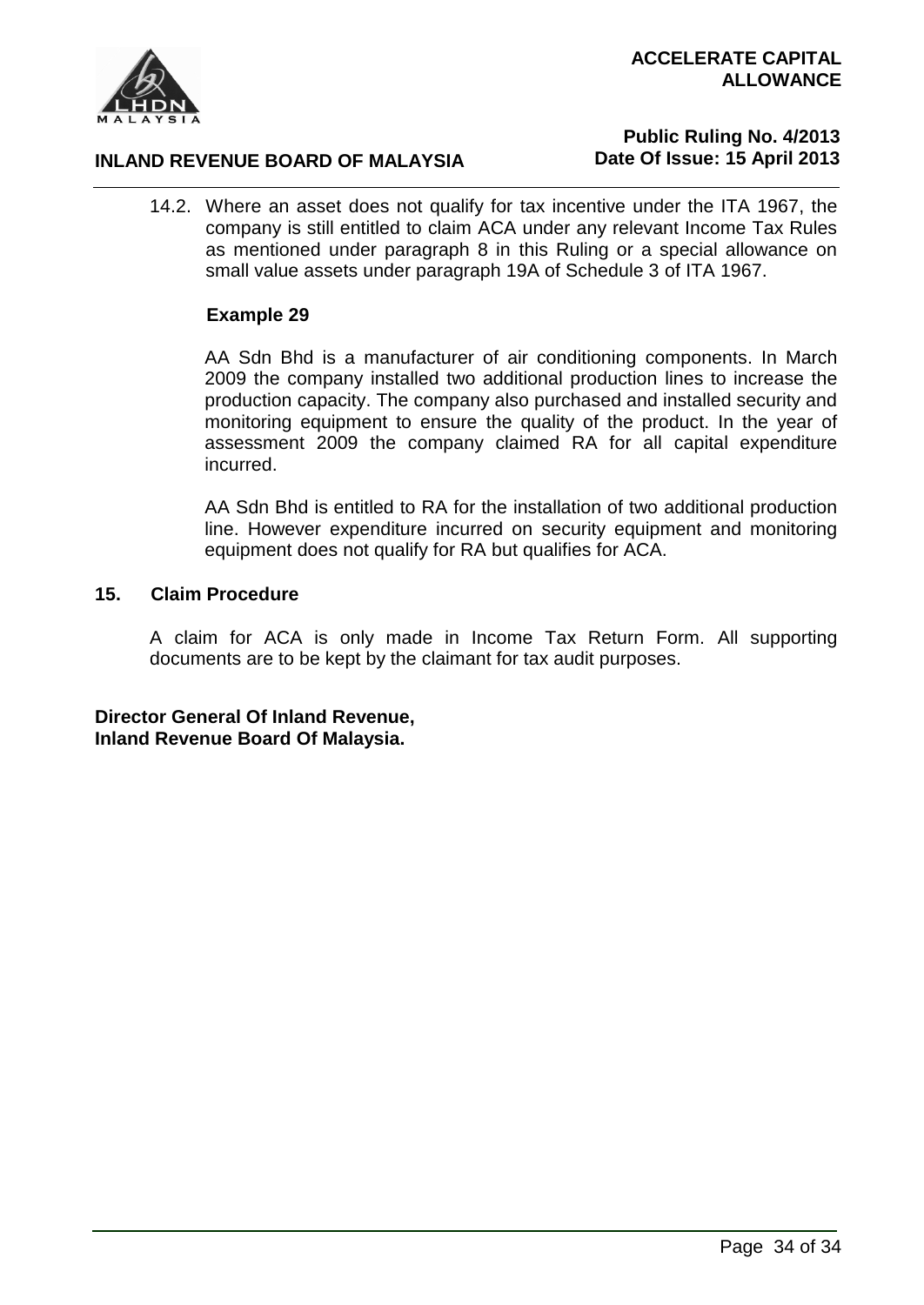14.2. Where an asset does not qualify for tax incentive under the ITA 1967, the company is still entitled to claim ACA under any relevant Income Tax Rules as mentioned under paragraph 8 in this Ruling or a special allowance on small value assets under paragraph 19A of Schedule 3 of ITA 1967.

**Example 29**

AA Sdn Bhd is a manufacturer of air conditioning components. In March 2009 the company installed two additional production lines to increase the production capacity. The company also purchased and installed security and monitoring equipment to ensure the quality of the product. In the year of assessment 2009 the company claimed RA for all capital expenditure incurred.

AA Sdn Bhd is entitled to RA for the installation of two additional production line. However expenditure incurred on security equipment and monitoring equipment does not qualify for RA but qualifies for ACA.

## 15. Claim Procedure

A claim for ACA is only made in Income Tax Return Form. All supporting documents are to be kept by the claimant for tax audit purposes.

**Director General Of Inland Revenue,**
**Inland Revenue Board Of Malaysia.**